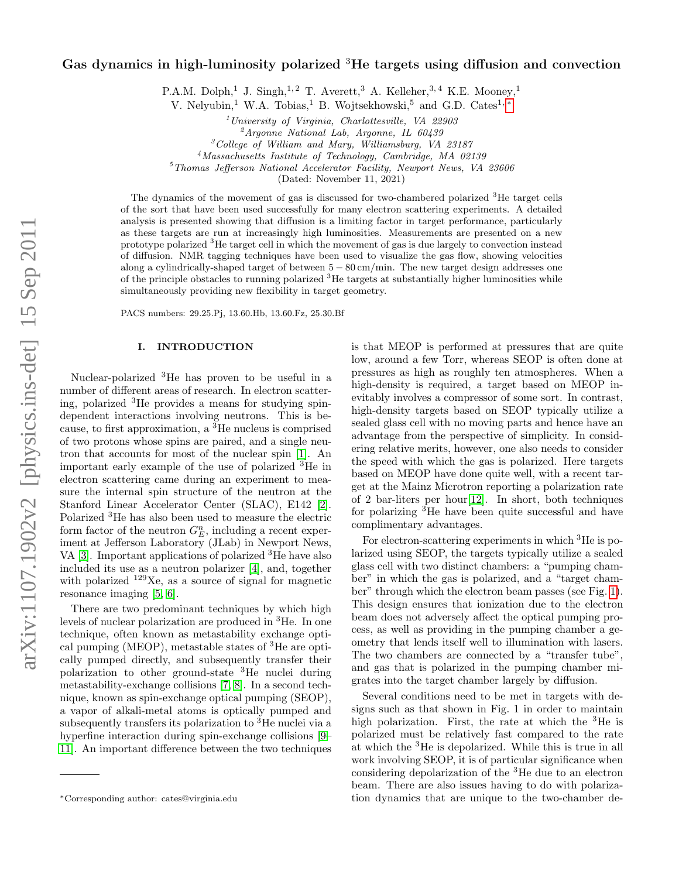# Gas dynamics in high-luminosity polarized $^3$He targets using diffusion and convection

P.A.M. Dolph,[1] J. Singh,[1,2] T. Averett,[3] A. Kelleher,[3,4] K.E. Mooney,[1] V. Nelyubin,[1] W.A. Tobias,[1] B. Wojtsekhowski,[5] and G.D. Cates[1,*]

[1] University of Virginia, Charlottesville, VA 22903
[2] Argonne National Lab, Argonne, IL 60439
[3] College of William and Mary, Williamsburg, VA 23187
[4] Massachusetts Institute of Technology, Cambridge, MA 02139
[5] Thomas Jefferson National Accelerator Facility, Newport News, VA 23606

(Dated: November 11, 2021)

The dynamics of the movement of gas is discussed for two-chambered polarized $^3$He target cells of the sort that have been used successfully for many electron scattering experiments. A detailed analysis is presented showing that diffusion is a limiting factor in target performance, particularly as these targets are run at increasingly high luminosities. Measurements are presented on a new prototype polarized $^3$He target cell in which the movement of gas is due largely to convection instead of diffusion. NMR tagging techniques have been used to visualize the gas flow, showing velocities along a cylindrically-shaped target of between $5-80\,\mathrm{cm/min}$. The new target design addresses one of the principle obstacles to running polarized $^3$He targets at substantially higher luminosities while simultaneously providing new flexibility in target geometry.

PACS numbers: 29.25.Pj, 13.60.Hb, 13.60.Fz, 25.30.Bf

## I. INTRODUCTION

Nuclear-polarized $^3$He has proven to be useful in a number of different areas of research. In electron scattering, polarized $^3$He provides a means for studying spin-dependent interactions involving neutrons. This is because, to first approximation, a $^3$He nucleus is comprised of two protons whose spins are paired, and a single neutron that accounts for most of the nuclear spin [1]. An important early example of the use of polarized $^3$He in electron scattering came during an experiment to measure the internal spin structure of the neutron at the Stanford Linear Accelerator Center (SLAC), E142 [2]. Polarized $^3$He has also been used to measure the electric form factor of the neutron $G_E^n$, including a recent experiment at Jefferson Laboratory (JLab) in Newport News, VA [3]. Important applications of polarized $^3$He have also included its use as a neutron polarizer [4], and, together with polarized $^{129}$Xe, as a source of signal for magnetic resonance imaging [5, 6].

There are two predominant techniques by which high levels of nuclear polarization are produced in $^3$He. In one technique, often known as metastability exchange optical pumping (MEOP), metastable states of $^3$He are optically pumped directly, and subsequently transfer their polarization to other ground-state $^3$He nuclei during metastability-exchange collisions [7, 8]. In a second technique, known as spin-exchange optical pumping (SEOP), a vapor of alkali-metal atoms is optically pumped and subsequently transfers its polarization to $^3$He nuclei via a hyperfine interaction during spin-exchange collisions [9–11]. An important difference between the two techniques is that MEOP is performed at pressures that are quite low, around a few Torr, whereas SEOP is often done at pressures as high as roughly ten atmospheres. When a high-density is required, a target based on MEOP inevitably involves a compressor of some sort. In contrast, high-density targets based on SEOP typically utilize a sealed glass cell with no moving parts and hence have an advantage from the perspective of simplicity. In considering relative merits, however, one also needs to consider the speed with which the gas is polarized. Here targets based on MEOP have done quite well, with a recent target at the Mainz Microtron reporting a polarization rate of 2 bar-liters per hour[12]. In short, both techniques for polarizing $^3$He have been quite successful and have complimentary advantages.

For electron-scattering experiments in which $^3$He is polarized using SEOP, the targets typically utilize a sealed glass cell with two distinct chambers: a "pumping chamber" in which the gas is polarized, and a "target chamber" through which the electron beam passes (see Fig. 1). This design ensures that ionization due to the electron beam does not adversely affect the optical pumping process, as well as providing in the pumping chamber a geometry that lends itself well to illumination with lasers. The two chambers are connected by a "transfer tube", and gas that is polarized in the pumping chamber migrates into the target chamber largely by diffusion.

Several conditions need to be met in targets with designs such as that shown in Fig. 1 in order to maintain high polarization. First, the rate at which the $^3$He is polarized must be relatively fast compared to the rate at which the $^3$He is depolarized. While this is true in all work involving SEOP, it is of particular significance when considering depolarization of the $^3$He due to an electron beam. There are also issues having to do with polarization dynamics that are unique to the two-chamber de-

* Corresponding author: cates@virginia.edu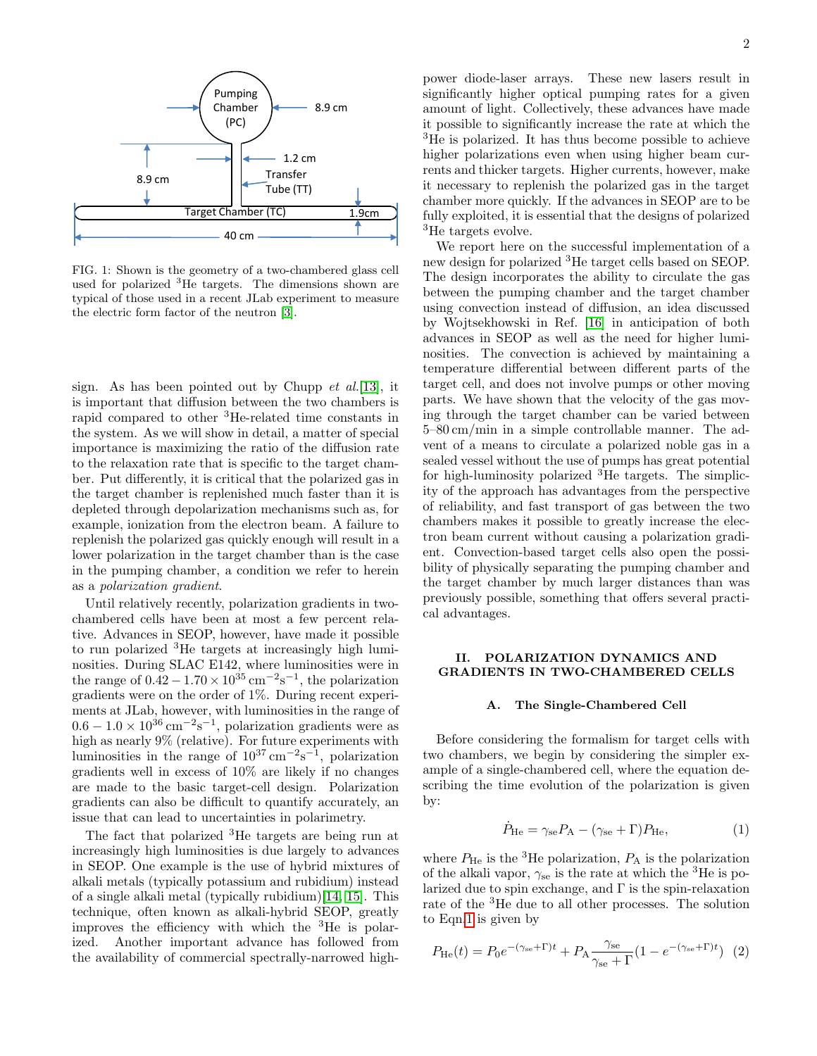FIG. 1: Shown is the geometry of a two-chambered glass cell used for polarized $^3$He targets. The dimensions shown are typical of those used in a recent JLab experiment to measure the electric form factor of the neutron [3].

sign. As has been pointed out by Chupp *et al.*[13], it is important that diffusion between the two chambers is rapid compared to other $^3$He-related time constants in the system. As we will show in detail, a matter of special importance is maximizing the ratio of the diffusion rate to the relaxation rate that is specific to the target chamber. Put differently, it is critical that the polarized gas in the target chamber is replenished much faster than it is depleted through depolarization mechanisms such as, for example, ionization from the electron beam. A failure to replenish the polarized gas quickly enough will result in a lower polarization in the target chamber than is the case in the pumping chamber, a condition we refer to herein as a *polarization gradient*.

Until relatively recently, polarization gradients in two-chambered cells have been at most a few percent relative. Advances in SEOP, however, have made it possible to run polarized $^3$He targets at increasingly high luminosities. During SLAC E142, where luminosities were in the range of $0.42-1.70\times10^{35}\,\mathrm{cm^{-2}s^{-1}}$, the polarization gradients were on the order of 1%. During recent experiments at JLab, however, with luminosities in the range of $0.6-1.0\times10^{36}\,\mathrm{cm^{-2}s^{-1}}$, polarization gradients were as high as nearly 9% (relative). For future experiments with luminosities in the range of $10^{37}\,\mathrm{cm^{-2}s^{-1}}$, polarization gradients well in excess of 10% are likely if no changes are made to the basic target-cell design. Polarization gradients can also be difficult to quantify accurately, an issue that can lead to uncertainties in polarimetry.

The fact that polarized $^3$He targets are being run at increasingly high luminosities is due largely to advances in SEOP. One example is the use of hybrid mixtures of alkali metals (typically potassium and rubidium) instead of a single alkali metal (typically rubidium)[14, 15]. This technique, often known as alkali-hybrid SEOP, greatly improves the efficiency with which the $^3$He is polarized. Another important advance has followed from the availability of commercial spectrally-narrowed high-power diode-laser arrays. These new lasers result in significantly higher optical pumping rates for a given amount of light. Collectively, these advances have made it possible to significantly increase the rate at which the $^3$He is polarized. It has thus become possible to achieve higher polarizations even when using higher beam currents and thicker targets. Higher currents, however, make it necessary to replenish the polarized gas in the target chamber more quickly. If the advances in SEOP are to be fully exploited, it is essential that the designs of polarized $^3$He targets evolve.

We report here on the successful implementation of a new design for polarized $^3$He target cells based on SEOP. The design incorporates the ability to circulate the gas between the pumping chamber and the target chamber using convection instead of diffusion, an idea discussed by Wojtsekhowski in Ref. [16] in anticipation of both advances in SEOP as well as the need for higher luminosities. The convection is achieved by maintaining a temperature differential between different parts of the target cell, and does not involve pumps or other moving parts. We have shown that the velocity of the gas moving through the target chamber can be varied between 5–80 cm/min in a simple controllable manner. The advent of a means to circulate a polarized noble gas in a sealed vessel without the use of pumps has great potential for high-luminosity polarized $^3$He targets. The simplicity of the approach has advantages from the perspective of reliability, and fast transport of gas between the two chambers makes it possible to greatly increase the electron beam current without causing a polarization gradient. Convection-based target cells also open the possibility of physically separating the pumping chamber and the target chamber by much larger distances than was previously possible, something that offers several practical advantages.

## II. POLARIZATION DYNAMICS AND GRADIENTS IN TWO-CHAMBERED CELLS

### A. The Single-Chambered Cell

Before considering the formalism for target cells with two chambers, we begin by considering the simpler example of a single-chambered cell, where the equation describing the time evolution of the polarization is given by:

$$\dot{P}_{\mathrm{He}} = \gamma_{\mathrm{se}} P_{\mathrm{A}} - (\gamma_{\mathrm{se}} + \Gamma) P_{\mathrm{He}}, \tag{1}$$

where $P_{\mathrm{He}}$ is the $^3$He polarization, $P_{\mathrm{A}}$ is the polarization of the alkali vapor, $\gamma_{\mathrm{se}}$ is the rate at which the $^3$He is polarized due to spin exchange, and $\Gamma$ is the spin-relaxation rate of the $^3$He due to all other processes. The solution to Eqn.1 is given by

$$P_{\mathrm{He}}(t) = P_0 e^{-(\gamma_{\mathrm{se}}+\Gamma)t} + P_{\mathrm{A}} \frac{\gamma_{\mathrm{se}}}{\gamma_{\mathrm{se}}+\Gamma}(1 - e^{-(\gamma_{\mathrm{se}}+\Gamma)t}) \tag{2}$$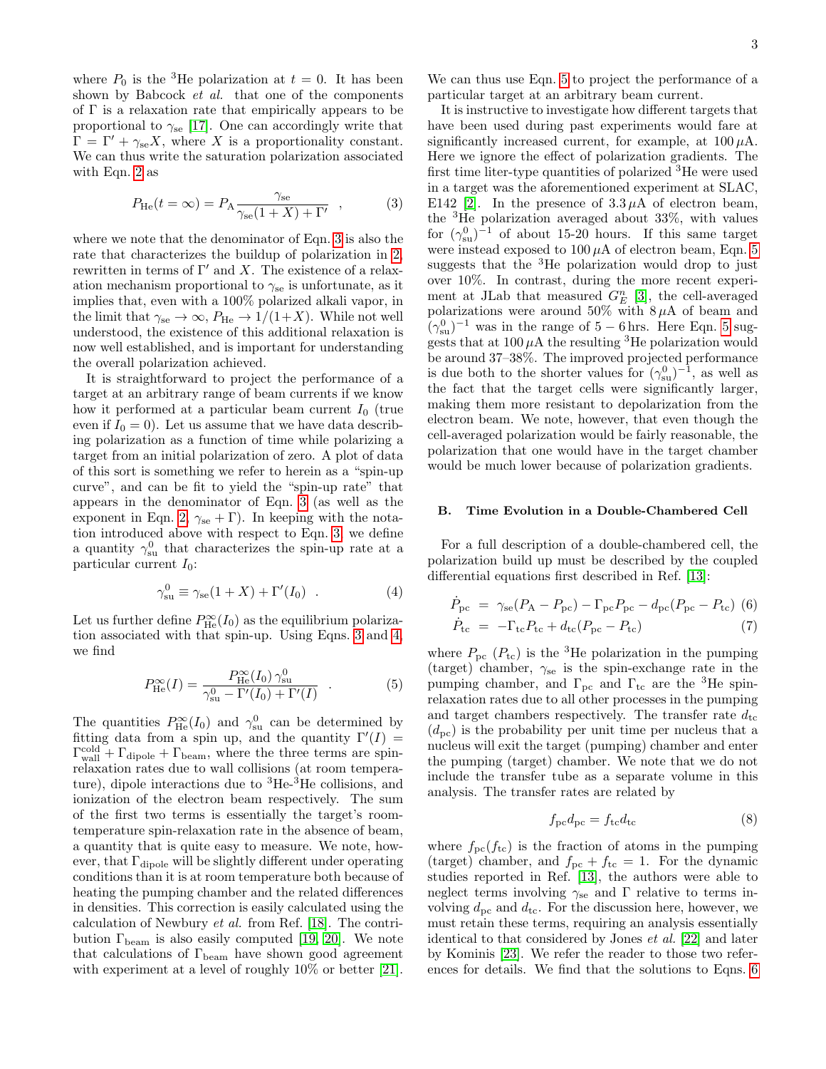where $P_0$ is the $^3$He polarization at $t = 0$. It has been shown by Babcock *et al.* that one of the components of $\Gamma$ is a relaxation rate that empirically appears to be proportional to $\gamma_{\rm se}$ [17]. One can accordingly write that $\Gamma = \Gamma' + \gamma_{\rm se} X$, where $X$ is a proportionality constant. We can thus write the saturation polarization associated with Eqn. 2 as

$$P_{\rm He}(t=\infty) = P_{\rm A}\frac{\gamma_{\rm se}}{\gamma_{\rm se}(1+X)+\Gamma'} \quad , \tag{3}$$

where we note that the denominator of Eqn. 3 is also the rate that characterizes the buildup of polarization in 2, rewritten in terms of $\Gamma'$ and $X$. The existence of a relaxation mechanism proportional to $\gamma_{\rm se}$ is unfortunate, as it implies that, even with a 100% polarized alkali vapor, in the limit that $\gamma_{\rm se} \to \infty$, $P_{\rm He} \to 1/(1+X)$. While not well understood, the existence of this additional relaxation is now well established, and is important for understanding the overall polarization achieved.

It is straightforward to project the performance of a target at an arbitrary range of beam currents if we know how it performed at a particular beam current $I_0$ (true even if $I_0 = 0$). Let us assume that we have data describing polarization as a function of time while polarizing a target from an initial polarization of zero. A plot of data of this sort is something we refer to herein as a "spin-up curve", and can be fit to yield the "spin-up rate" that appears in the denominator of Eqn. 3 (as well as the exponent in Eqn. 2, $\gamma_{\rm se} + \Gamma$). In keeping with the notation introduced above with respect to Eqn. 3, we define a quantity $\gamma_{\rm su}^0$ that characterizes the spin-up rate at a particular current $I_0$:

$$\gamma_{\rm su}^0 \equiv \gamma_{\rm se}(1+X) + \Gamma'(I_0) \quad . \tag{4}$$

Let us further define $P_{\rm He}^\infty(I_0)$ as the equilibrium polarization associated with that spin-up. Using Eqns. 3 and 4, we find

$$P_{\rm He}^\infty(I) = \frac{P_{\rm He}^\infty(I_0)\,\gamma_{\rm su}^0}{\gamma_{\rm su}^0 - \Gamma'(I_0) + \Gamma'(I)} \quad . \tag{5}$$

The quantities $P_{\rm He}^\infty(I_0)$ and $\gamma_{\rm su}^0$ can be determined by fitting data from a spin up, and the quantity $\Gamma'(I) = \Gamma_{\rm wall}^{\rm cold} + \Gamma_{\rm dipole} + \Gamma_{\rm beam}$, where the three terms are spin-relaxation rates due to wall collisions (at room temperature), dipole interactions due to $^3$He-$^3$He collisions, and ionization of the electron beam respectively. The sum of the first two terms is essentially the target's room-temperature spin-relaxation rate in the absence of beam, a quantity that is quite easy to measure. We note, however, that $\Gamma_{\rm dipole}$ will be slightly different under operating conditions than it is at room temperature both because of heating the pumping chamber and the related differences in densities. This correction is easily calculated using the calculation of Newbury *et al.* from Ref. [18]. The contribution $\Gamma_{\rm beam}$ is also easily computed [19, 20]. We note that calculations of $\Gamma_{\rm beam}$ have shown good agreement with experiment at a level of roughly 10% or better [21]. We can thus use Eqn. 5 to project the performance of a particular target at an arbitrary beam current.

It is instructive to investigate how different targets that have been used during past experiments would fare at significantly increased current, for example, at $100\,\mu$A. Here we ignore the effect of polarization gradients. The first time liter-type quantities of polarized $^3$He were used in a target was the aforementioned experiment at SLAC, E142 [2]. In the presence of $3.3\,\mu$A of electron beam, the $^3$He polarization averaged about 33%, with values for $(\gamma_{\rm su}^0)^{-1}$ of about 15-20 hours. If this same target were instead exposed to $100\,\mu$A of electron beam, Eqn. 5 suggests that the $^3$He polarization would drop to just over 10%. In contrast, during the more recent experiment at JLab that measured $G_E^n$ [3], the cell-averaged polarizations were around 50% with $8\,\mu$A of beam and $(\gamma_{\rm su}^0)^{-1}$ was in the range of $5-6$ hrs. Here Eqn. 5 suggests that at $100\,\mu$A the resulting $^3$He polarization would be around 37–38%. The improved projected performance is due both to the shorter values for $(\gamma_{\rm su}^0)^{-1}$, as well as the fact that the target cells were significantly larger, making them more resistant to depolarization from the electron beam. We note, however, that even though the cell-averaged polarization would be fairly reasonable, the polarization that one would have in the target chamber would be much lower because of polarization gradients.

### B. Time Evolution in a Double-Chambered Cell

For a full description of a double-chambered cell, the polarization build up must be described by the coupled differential equations first described in Ref. [13]:

$$\dot{P}_{\rm pc} = \gamma_{\rm se}(P_{\rm A} - P_{\rm pc}) - \Gamma_{\rm pc}P_{\rm pc} - d_{\rm pc}(P_{\rm pc} - P_{\rm tc}) \tag{6}$$

$$\dot{P}_{\rm tc} = -\Gamma_{\rm tc}P_{\rm tc} + d_{\rm tc}(P_{\rm pc} - P_{\rm tc}) \tag{7}$$

where $P_{\rm pc}$ ($P_{\rm tc}$) is the $^3$He polarization in the pumping (target) chamber, $\gamma_{\rm se}$ is the spin-exchange rate in the pumping chamber, and $\Gamma_{\rm pc}$ and $\Gamma_{\rm tc}$ are the $^3$He spin-relaxation rates due to all other processes in the pumping and target chambers respectively. The transfer rate $d_{\rm tc}$ ($d_{\rm pc}$) is the probability per unit time per nucleus that a nucleus will exit the target (pumping) chamber and enter the pumping (target) chamber. We note that we do not include the transfer tube as a separate volume in this analysis. The transfer rates are related by

$$f_{\rm pc}d_{\rm pc} = f_{\rm tc}d_{\rm tc} \tag{8}$$

where $f_{\rm pc}$($f_{\rm tc}$) is the fraction of atoms in the pumping (target) chamber, and $f_{\rm pc} + f_{\rm tc} = 1$. For the dynamic studies reported in Ref. [13], the authors were able to neglect terms involving $\gamma_{\rm se}$ and $\Gamma$ relative to terms involving $d_{\rm pc}$ and $d_{\rm tc}$. For the discussion here, however, we must retain these terms, requiring an analysis essentially identical to that considered by Jones *et al.* [22] and later by Kominis [23]. We refer the reader to those two references for details. We find that the solutions to Eqns. 6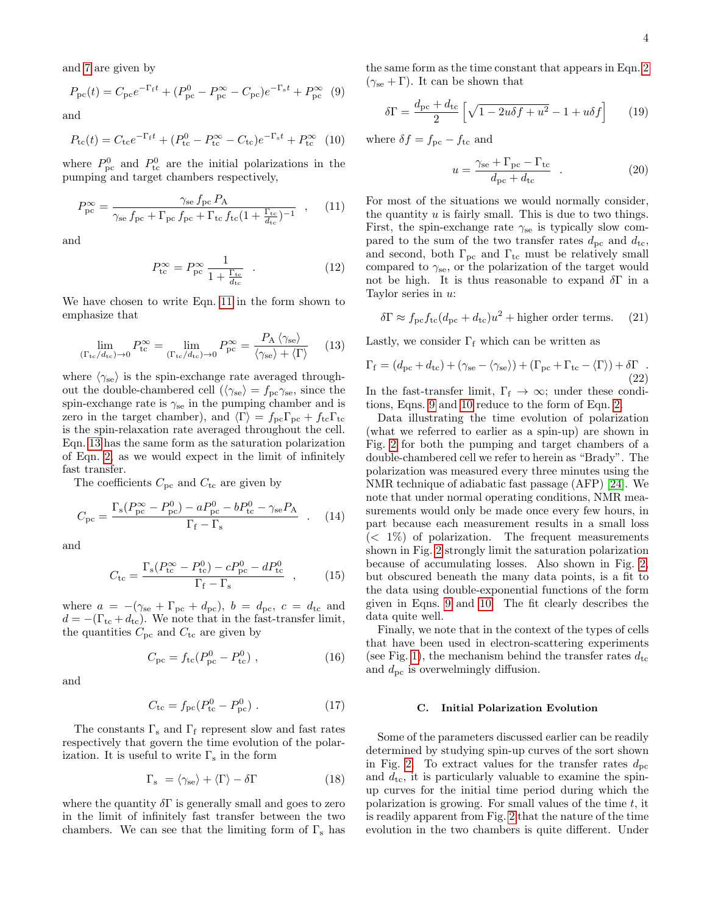and 7 are given by

$$P_{\rm pc}(t) = C_{\rm pc}e^{-\Gamma_{\rm f}t} + (P^0_{\rm pc} - P^\infty_{\rm pc} - C_{\rm pc})e^{-\Gamma_{\rm s}t} + P^\infty_{\rm pc} \quad (9)$$

and

$$P_{\rm tc}(t) = C_{\rm tc}e^{-\Gamma_{\rm f}t} + (P^0_{\rm tc} - P^\infty_{\rm tc} - C_{\rm tc})e^{-\Gamma_{\rm s}t} + P^\infty_{\rm tc} \quad (10)$$

where $P^0_{\rm pc}$ and $P^0_{\rm tc}$ are the initial polarizations in the pumping and target chambers respectively,

$$P^\infty_{\rm pc} = \frac{\gamma_{\rm se}\, f_{\rm pc}\, P_{\rm A}}{\gamma_{\rm se}\, f_{\rm pc} + \Gamma_{\rm pc}\, f_{\rm pc} + \Gamma_{\rm tc}\, f_{\rm tc}(1+\frac{\Gamma_{\rm tc}}{d_{\rm tc}})^{-1}} \quad , \quad (11)$$

and

$$P^\infty_{\rm tc} = P^\infty_{\rm pc}\,\frac{1}{1+\frac{\Gamma_{\rm tc}}{d_{\rm tc}}} \quad . \quad (12)$$

We have chosen to write Eqn. 11 in the form shown to emphasize that

$$\lim_{(\Gamma_{\rm tc}/d_{\rm tc})\to 0} P^\infty_{\rm tc} = \lim_{(\Gamma_{\rm tc}/d_{\rm tc})\to 0} P^\infty_{\rm pc} = \frac{P_{\rm A}\,\langle\gamma_{\rm se}\rangle}{\langle\gamma_{\rm se}\rangle + \langle\Gamma\rangle} \quad (13)$$

where $\langle\gamma_{\rm se}\rangle$ is the spin-exchange rate averaged throughout the double-chambered cell ($\langle\gamma_{\rm se}\rangle = f_{\rm pc}\gamma_{\rm se}$, since the spin-exchange rate is $\gamma_{\rm se}$ in the pumping chamber and is zero in the target chamber), and $\langle\Gamma\rangle = f_{\rm pc}\Gamma_{\rm pc} + f_{\rm tc}\Gamma_{\rm tc}$ is the spin-relaxation rate averaged throughout the cell. Eqn. 13 has the same form as the saturation polarization of Eqn. 2, as we would expect in the limit of infinitely fast transfer.

The coefficients $C_{\rm pc}$ and $C_{\rm tc}$ are given by

$$C_{\rm pc} = \frac{\Gamma_{\rm s}(P^\infty_{\rm pc} - P^0_{\rm pc}) - aP^0_{\rm pc} - bP^0_{\rm tc} - \gamma_{\rm se}P_{\rm A}}{\Gamma_{\rm f} - \Gamma_{\rm s}} \quad . \quad (14)$$

and

$$C_{\rm tc} = \frac{\Gamma_{\rm s}(P^\infty_{\rm tc} - P^0_{\rm tc}) - cP^0_{\rm pc} - dP^0_{\rm tc}}{\Gamma_{\rm f} - \Gamma_{\rm s}} \quad , \quad (15)$$

where $a = -(\gamma_{\rm se} + \Gamma_{\rm pc} + d_{\rm pc})$, $b = d_{\rm pc}$, $c = d_{\rm tc}$ and $d = -(\Gamma_{\rm tc} + d_{\rm tc})$. We note that in the fast-transfer limit, the quantities $C_{\rm pc}$ and $C_{\rm tc}$ are given by

$$C_{\rm pc} = f_{\rm tc}(P^0_{\rm pc} - P^0_{\rm tc}) \ , \quad (16)$$

and

$$C_{\rm tc} = f_{\rm pc}(P^0_{\rm tc} - P^0_{\rm pc}) \ . \quad (17)$$

The constants $\Gamma_{\rm s}$ and $\Gamma_{\rm f}$ represent slow and fast rates respectively that govern the time evolution of the polarization. It is useful to write $\Gamma_{\rm s}$ in the form

$$\Gamma_{\rm s} \ = \langle\gamma_{\rm se}\rangle + \langle\Gamma\rangle - \delta\Gamma \quad (18)$$

where the quantity $\delta\Gamma$ is generally small and goes to zero in the limit of infinitely fast transfer between the two chambers. We can see that the limiting form of $\Gamma_{\rm s}$ has the same form as the time constant that appears in Eqn. 2 ($\gamma_{\rm se} + \Gamma$). It can be shown that

$$\delta\Gamma = \frac{d_{\rm pc} + d_{\rm tc}}{2}\left[\sqrt{1 - 2u\delta f + u^2} - 1 + u\delta f\right] \quad (19)$$

where $\delta f = f_{\rm pc} - f_{\rm tc}$ and

$$u = \frac{\gamma_{\rm se} + \Gamma_{\rm pc} - \Gamma_{\rm tc}}{d_{\rm pc} + d_{\rm tc}} \quad . \quad (20)$$

For most of the situations we would normally consider, the quantity $u$ is fairly small. This is due to two things. First, the spin-exchange rate $\gamma_{\rm se}$ is typically slow compared to the sum of the two transfer rates $d_{\rm pc}$ and $d_{\rm tc}$, and second, both $\Gamma_{\rm pc}$ and $\Gamma_{\rm tc}$ must be relatively small compared to $\gamma_{\rm se}$, or the polarization of the target would not be high. It is thus reasonable to expand $\delta\Gamma$ in a Taylor series in $u$:

$$\delta\Gamma \approx f_{\rm pc}f_{\rm tc}(d_{\rm pc} + d_{\rm tc})u^2 + \text{higher order terms.} \quad (21)$$

Lastly, we consider $\Gamma_{\rm f}$ which can be written as

$$\Gamma_{\rm f} = (d_{\rm pc} + d_{\rm tc}) + (\gamma_{\rm se} - \langle\gamma_{\rm se}\rangle) + (\Gamma_{\rm pc} + \Gamma_{\rm tc} - \langle\Gamma\rangle) + \delta\Gamma \quad . \quad (22)$$

In the fast-transfer limit, $\Gamma_{\rm f} \to \infty$; under these conditions, Eqns. 9 and 10 reduce to the form of Eqn. 2.

Data illustrating the time evolution of polarization (what we referred to earlier as a spin-up) are shown in Fig. 2 for both the pumping and target chambers of a double-chambered cell we refer to herein as "Brady". The polarization was measured every three minutes using the NMR technique of adiabatic fast passage (AFP) [24]. We note that under normal operating conditions, NMR measurements would only be made once every few hours, in part because each measurement results in a small loss ($< 1\%$) of polarization. The frequent measurements shown in Fig. 2 strongly limit the saturation polarization because of accumulating losses. Also shown in Fig. 2, but obscured beneath the many data points, is a fit to the data using double-exponential functions of the form given in Eqns. 9 and 10. The fit clearly describes the data quite well.

Finally, we note that in the context of the types of cells that have been used in electron-scattering experiments (see Fig. 1), the mechanism behind the transfer rates $d_{\rm tc}$ and $d_{\rm pc}$ is overwhelmingly diffusion.

### C. Initial Polarization Evolution

Some of the parameters discussed earlier can be readily determined by studying spin-up curves of the sort shown in Fig. 2. To extract values for the transfer rates $d_{\rm pc}$ and $d_{\rm tc}$, it is particularly valuable to examine the spin-up curves for the initial time period during which the polarization is growing. For small values of the time $t$, it is readily apparent from Fig. 2 that the nature of the time evolution in the two chambers is quite different. Under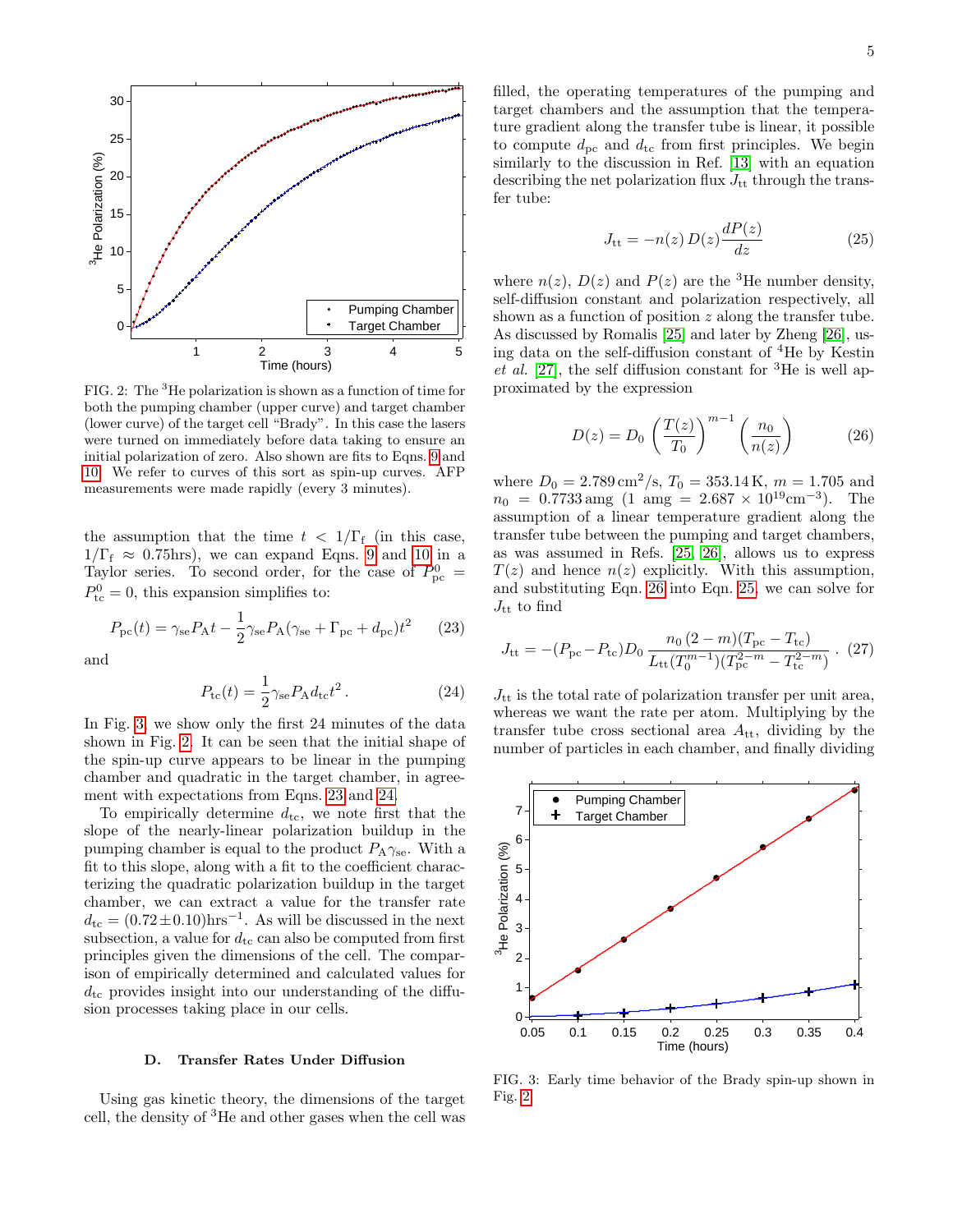FIG. 2: The $^3$He polarization is shown as a function of time for both the pumping chamber (upper curve) and target chamber (lower curve) of the target cell "Brady". In this case the lasers were turned on immediately before data taking to ensure an initial polarization of zero. Also shown are fits to Eqns. 9 and 10. We refer to curves of this sort as spin-up curves. AFP measurements were made rapidly (every 3 minutes).

the assumption that the time $t < 1/\Gamma_\mathrm{f}$ (in this case, $1/\Gamma_\mathrm{f} \approx 0.75$hrs), we can expand Eqns. 9 and 10 in a Taylor series. To second order, for the case of $P^0_\mathrm{pc} = P^0_\mathrm{tc} = 0$, this expansion simplifies to:

$$P_\mathrm{pc}(t) = \gamma_\mathrm{se} P_\mathrm{A} t - \frac{1}{2}\gamma_\mathrm{se} P_\mathrm{A}(\gamma_\mathrm{se} + \Gamma_\mathrm{pc} + d_\mathrm{pc})t^2 \tag{23}$$

and

$$P_\mathrm{tc}(t) = \frac{1}{2}\gamma_\mathrm{se} P_\mathrm{A} d_\mathrm{tc} t^2 \,. \tag{24}$$

In Fig. 3, we show only the first 24 minutes of the data shown in Fig. 2. It can be seen that the initial shape of the spin-up curve appears to be linear in the pumping chamber and quadratic in the target chamber, in agreement with expectations from Eqns. 23 and 24.

To empirically determine $d_\mathrm{tc}$, we note first that the slope of the nearly-linear polarization buildup in the pumping chamber is equal to the product $P_\mathrm{A}\gamma_\mathrm{se}$. With a fit to this slope, along with a fit to the coefficient characterizing the quadratic polarization buildup in the target chamber, we can extract a value for the transfer rate $d_\mathrm{tc} = (0.72 \pm 0.10)\mathrm{hrs}^{-1}$. As will be discussed in the next subsection, a value for $d_\mathrm{tc}$ can also be computed from first principles given the dimensions of the cell. The comparison of empirically determined and calculated values for $d_\mathrm{tc}$ provides insight into our understanding of the diffusion processes taking place in our cells.

### D. Transfer Rates Under Diffusion

Using gas kinetic theory, the dimensions of the target cell, the density of $^3$He and other gases when the cell was filled, the operating temperatures of the pumping and target chambers and the assumption that the temperature gradient along the transfer tube is linear, it possible to compute $d_\mathrm{pc}$ and $d_\mathrm{tc}$ from first principles. We begin similarly to the discussion in Ref. [13] with an equation describing the net polarization flux $J_\mathrm{tt}$ through the transfer tube:

$$J_\mathrm{tt} = -n(z)\, D(z) \frac{dP(z)}{dz} \tag{25}$$

where $n(z)$, $D(z)$ and $P(z)$ are the $^3$He number density, self-diffusion constant and polarization respectively, all shown as a function of position $z$ along the transfer tube. As discussed by Romalis [25] and later by Zheng [26], using data on the self-diffusion constant of $^4$He by Kestin *et al.* [27], the self diffusion constant for $^3$He is well approximated by the expression

$$D(z) = D_0 \left(\frac{T(z)}{T_0}\right)^{m-1} \left(\frac{n_0}{n(z)}\right) \tag{26}$$

where $D_0 = 2.789\,\mathrm{cm}^2/\mathrm{s}$, $T_0 = 353.14\,\mathrm{K}$, $m = 1.705$ and $n_0 = 0.7733\,\mathrm{amg}$ ($1$ amg $= 2.687 \times 10^{19}\mathrm{cm}^{-3}$). The assumption of a linear temperature gradient along the transfer tube between the pumping and target chambers, as was assumed in Refs. [25, 26], allows us to express $T(z)$ and hence $n(z)$ explicitly. With this assumption, and substituting Eqn. 26 into Eqn. 25, we can solve for $J_\mathrm{tt}$ to find

$$J_\mathrm{tt} = -(P_\mathrm{pc} - P_\mathrm{tc}) D_0 \frac{n_0\,(2-m)(T_\mathrm{pc} - T_\mathrm{tc})}{L_\mathrm{tt}(T_0^{m-1})(T_\mathrm{pc}^{2-m} - T_\mathrm{tc}^{2-m})} \,. \tag{27}$$

$J_\mathrm{tt}$ is the total rate of polarization transfer per unit area, whereas we want the rate per atom. Multiplying by the transfer tube cross sectional area $A_\mathrm{tt}$, dividing by the number of particles in each chamber, and finally dividing

FIG. 3: Early time behavior of the Brady spin-up shown in Fig. 2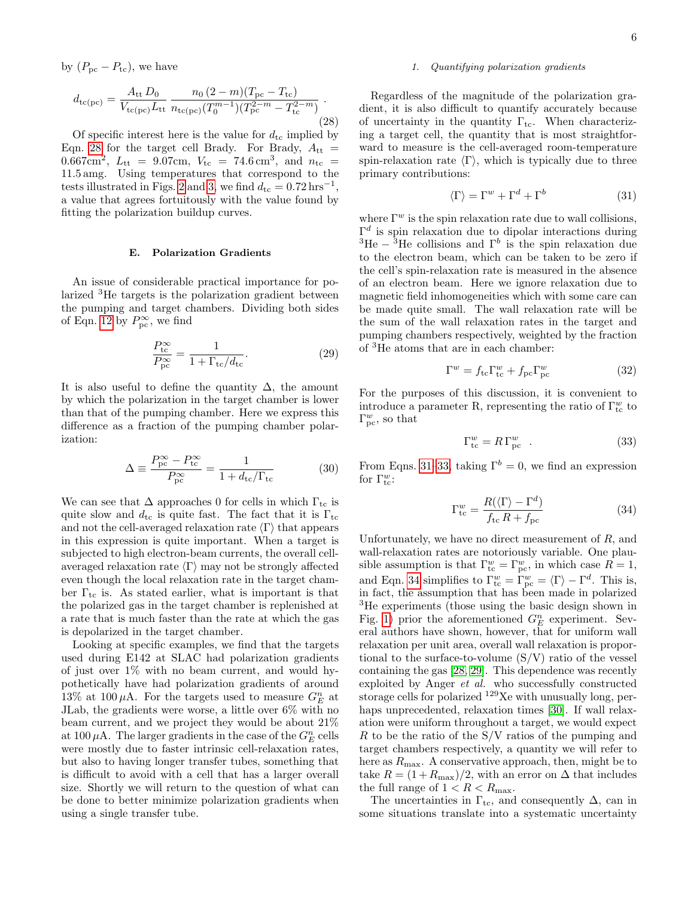by $(P_{\rm pc} - P_{\rm tc})$, we have

$$d_{\rm tc(pc)} = \frac{A_{\rm tt}\, D_0}{V_{\rm tc(pc)} L_{\rm tt}} \, \frac{n_0\,(2-m)(T_{\rm pc} - T_{\rm tc})}{n_{\rm tc(pc)}(T_0^{m-1})(T_{\rm pc}^{2-m} - T_{\rm tc}^{2-m})} \, . \tag{28}$$

Of specific interest here is the value for $d_{\rm tc}$ implied by Eqn. 28 for the target cell Brady. For Brady, $A_{\rm tt} = 0.667{\rm cm}^2$, $L_{\rm tt} = 9.07{\rm cm}$, $V_{\rm tc} = 74.6\,{\rm cm}^3$, and $n_{\rm tc} = 11.5\,{\rm amg}$. Using temperatures that correspond to the tests illustrated in Figs. 2 and 3, we find $d_{\rm tc} = 0.72\,{\rm hrs}^{-1}$, a value that agrees fortuitously with the value found by fitting the polarization buildup curves.

### E. Polarization Gradients

An issue of considerable practical importance for polarized $^3$He targets is the polarization gradient between the pumping and target chambers. Dividing both sides of Eqn. 12 by $P_{\rm pc}^\infty$, we find

$$\frac{P_{\rm tc}^\infty}{P_{\rm pc}^\infty} = \frac{1}{1 + \Gamma_{\rm tc}/d_{\rm tc}}. \tag{29}$$

It is also useful to define the quantity $\Delta$, the amount by which the polarization in the target chamber is lower than that of the pumping chamber. Here we express this difference as a fraction of the pumping chamber polarization:

$$\Delta \equiv \frac{P_{\rm pc}^\infty - P_{\rm tc}^\infty}{P_{\rm pc}^\infty} = \frac{1}{1 + d_{\rm tc}/\Gamma_{\rm tc}} \tag{30}$$

We can see that $\Delta$ approaches 0 for cells in which $\Gamma_{\rm tc}$ is quite slow and $d_{\rm tc}$ is quite fast. The fact that it is $\Gamma_{\rm tc}$ and not the cell-averaged relaxation rate $\langle\Gamma\rangle$ that appears in this expression is quite important. When a target is subjected to high electron-beam currents, the overall cell-averaged relaxation rate $\langle\Gamma\rangle$ may not be strongly affected even though the local relaxation rate in the target chamber $\Gamma_{\rm tc}$ is. As stated earlier, what is important is that the polarized gas in the target chamber is replenished at a rate that is much faster than the rate at which the gas is depolarized in the target chamber.

Looking at specific examples, we find that the targets used during E142 at SLAC had polarization gradients of just over 1% with no beam current, and would hypothetically have had polarization gradients of around 13% at 100 $\mu$A. For the targets used to measure $G_E^n$ at JLab, the gradients were worse, a little over 6% with no beam current, and we project they would be about 21% at 100 $\mu$A. The larger gradients in the case of the $G_E^n$ cells were mostly due to faster intrinsic cell-relaxation rates, but also to having longer transfer tubes, something that is difficult to avoid with a cell that has a larger overall size. Shortly we will return to the question of what can be done to better minimize polarization gradients when using a single transfer tube.

#### 1. Quantifying polarization gradients

Regardless of the magnitude of the polarization gradient, it is also difficult to quantify accurately because of uncertainty in the quantity $\Gamma_{\rm tc}$. When characterizing a target cell, the quantity that is most straightforward to measure is the cell-averaged room-temperature spin-relaxation rate $\langle\Gamma\rangle$, which is typically due to three primary contributions:

$$\langle\Gamma\rangle = \Gamma^w + \Gamma^d + \Gamma^b \tag{31}$$

where $\Gamma^w$ is the spin relaxation rate due to wall collisions, $\Gamma^d$ is spin relaxation due to dipolar interactions during $^3$He – $^3$He collisions and $\Gamma^b$ is the spin relaxation due to the electron beam, which can be taken to be zero if the cell's spin-relaxation rate is measured in the absence of an electron beam. Here we ignore relaxation due to magnetic field inhomogeneities which with some care can be made quite small. The wall relaxation rate will be the sum of the wall relaxation rates in the target and pumping chambers respectively, weighted by the fraction of $^3$He atoms that are in each chamber:

$$\Gamma^w = f_{\rm tc}\Gamma_{\rm tc}^w + f_{\rm pc}\Gamma_{\rm pc}^w \tag{32}$$

For the purposes of this discussion, it is convenient to introduce a parameter R, representing the ratio of $\Gamma_{\rm tc}^w$ to $\Gamma_{\rm pc}^w$, so that

$$\Gamma_{\rm tc}^w = R\,\Gamma_{\rm pc}^w \ \ . \tag{33}$$

From Eqns. 31-33, taking $\Gamma^b = 0$, we find an expression for $\Gamma_{\rm tc}^w$:

$$\Gamma_{\rm tc}^w = \frac{R(\langle\Gamma\rangle - \Gamma^d)}{f_{\rm tc}\,R + f_{\rm pc}} \tag{34}$$

Unfortunately, we have no direct measurement of $R$, and wall-relaxation rates are notoriously variable. One plausible assumption is that $\Gamma_{\rm tc}^w = \Gamma_{\rm pc}^w$, in which case $R = 1$, and Eqn. 34 simplifies to $\Gamma_{\rm tc}^w = \Gamma_{\rm pc}^w = \langle\Gamma\rangle - \Gamma^d$. This is, in fact, the assumption that has been made in polarized $^3$He experiments (those using the basic design shown in Fig. 1) prior the aforementioned $G_E^n$ experiment. Several authors have shown, however, that for uniform wall relaxation per unit area, overall wall relaxation is proportional to the surface-to-volume (S/V) ratio of the vessel containing the gas [28, 29]. This dependence was recently exploited by Anger *et al.* who successfully constructed storage cells for polarized $^{129}$Xe with unusually long, perhaps unprecedented, relaxation times [30]. If wall relaxation were uniform throughout a target, we would expect $R$ to be the ratio of the S/V ratios of the pumping and target chambers respectively, a quantity we will refer to here as $R_{\rm max}$. A conservative approach, then, might be to take $R = (1 + R_{\rm max})/2$, with an error on $\Delta$ that includes the full range of $1 < R < R_{\rm max}$.

The uncertainties in $\Gamma_{\rm tc}$, and consequently $\Delta$, can in some situations translate into a systematic uncertainty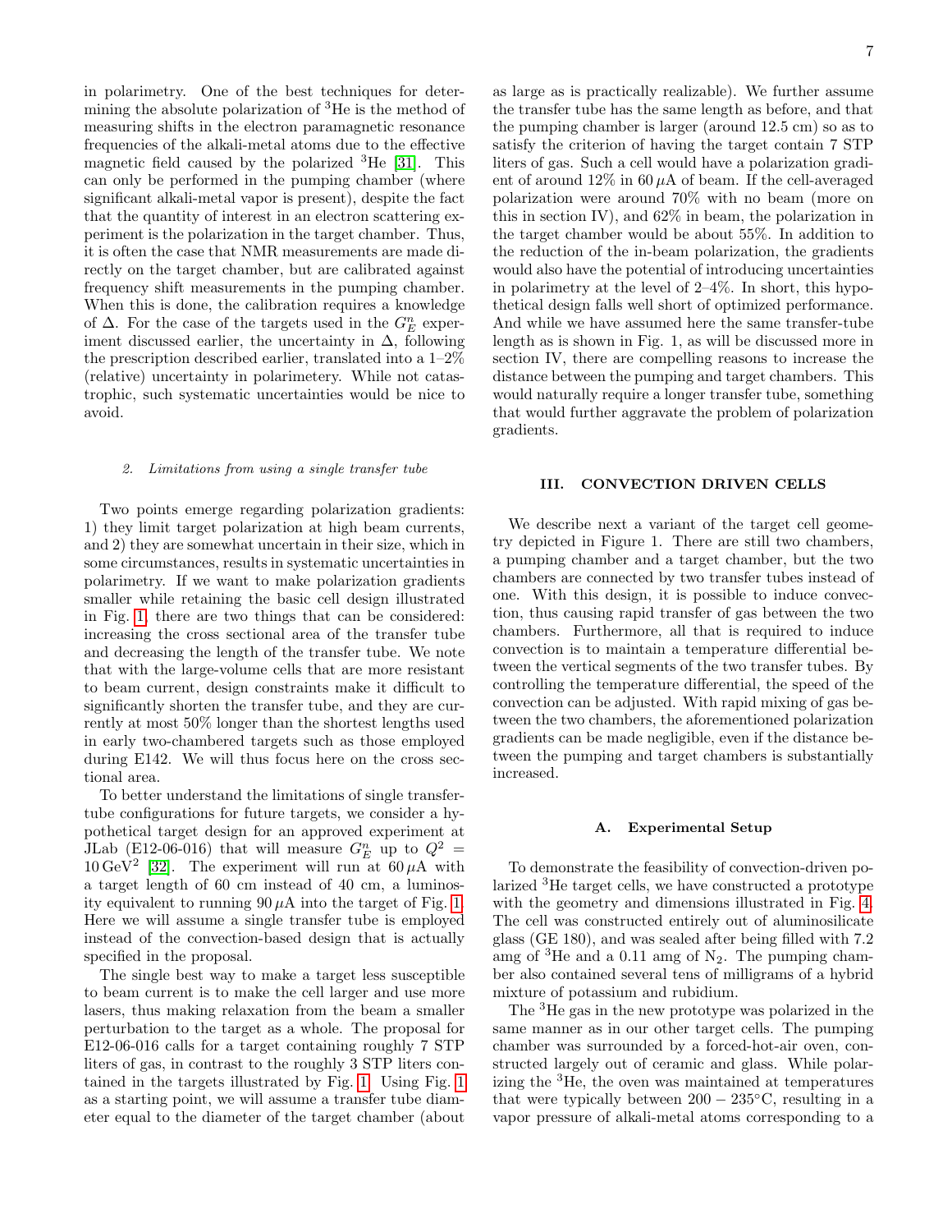in polarimetry. One of the best techniques for determining the absolute polarization of $^3$He is the method of measuring shifts in the electron paramagnetic resonance frequencies of the alkali-metal atoms due to the effective magnetic field caused by the polarized $^3$He [31]. This can only be performed in the pumping chamber (where significant alkali-metal vapor is present), despite the fact that the quantity of interest in an electron scattering experiment is the polarization in the target chamber. Thus, it is often the case that NMR measurements are made directly on the target chamber, but are calibrated against frequency shift measurements in the pumping chamber. When this is done, the calibration requires a knowledge of $\Delta$. For the case of the targets used in the $G_E^n$ experiment discussed earlier, the uncertainty in $\Delta$, following the prescription described earlier, translated into a 1–2% (relative) uncertainty in polarimetery. While not catastrophic, such systematic uncertainties would be nice to avoid.

#### 2. *Limitations from using a single transfer tube*

Two points emerge regarding polarization gradients: 1) they limit target polarization at high beam currents, and 2) they are somewhat uncertain in their size, which in some circumstances, results in systematic uncertainties in polarimetry. If we want to make polarization gradients smaller while retaining the basic cell design illustrated in Fig. 1, there are two things that can be considered: increasing the cross sectional area of the transfer tube and decreasing the length of the transfer tube. We note that with the large-volume cells that are more resistant to beam current, design constraints make it difficult to significantly shorten the transfer tube, and they are currently at most 50% longer than the shortest lengths used in early two-chambered targets such as those employed during E142. We will thus focus here on the cross sectional area.

To better understand the limitations of single transfer-tube configurations for future targets, we consider a hypothetical target design for an approved experiment at JLab (E12-06-016) that will measure $G_E^n$ up to $Q^2 = 10\,\mathrm{GeV}^2$ [32]. The experiment will run at $60\,\mu$A with a target length of 60 cm instead of 40 cm, a luminosity equivalent to running $90\,\mu$A into the target of Fig. 1. Here we will assume a single transfer tube is employed instead of the convection-based design that is actually specified in the proposal.

The single best way to make a target less susceptible to beam current is to make the cell larger and use more lasers, thus making relaxation from the beam a smaller perturbation to the target as a whole. The proposal for E12-06-016 calls for a target containing roughly 7 STP liters of gas, in contrast to the roughly 3 STP liters contained in the targets illustrated by Fig. 1. Using Fig. 1 as a starting point, we will assume a transfer tube diameter equal to the diameter of the target chamber (about as large as is practically realizable). We further assume the transfer tube has the same length as before, and that the pumping chamber is larger (around 12.5 cm) so as to satisfy the criterion of having the target contain 7 STP liters of gas. Such a cell would have a polarization gradient of around 12% in $60\,\mu$A of beam. If the cell-averaged polarization were around 70% with no beam (more on this in section IV), and 62% in beam, the polarization in the target chamber would be about 55%. In addition to the reduction of the in-beam polarization, the gradients would also have the potential of introducing uncertainties in polarimetry at the level of 2–4%. In short, this hypothetical design falls well short of optimized performance. And while we have assumed here the same transfer-tube length as is shown in Fig. 1, as will be discussed more in section IV, there are compelling reasons to increase the distance between the pumping and target chambers. This would naturally require a longer transfer tube, something that would further aggravate the problem of polarization gradients.

## III. CONVECTION DRIVEN CELLS

We describe next a variant of the target cell geometry depicted in Figure 1. There are still two chambers, a pumping chamber and a target chamber, but the two chambers are connected by two transfer tubes instead of one. With this design, it is possible to induce convection, thus causing rapid transfer of gas between the two chambers. Furthermore, all that is required to induce convection is to maintain a temperature differential between the vertical segments of the two transfer tubes. By controlling the temperature differential, the speed of the convection can be adjusted. With rapid mixing of gas between the two chambers, the aforementioned polarization gradients can be made negligible, even if the distance between the pumping and target chambers is substantially increased.

### A. Experimental Setup

To demonstrate the feasibility of convection-driven polarized $^3$He target cells, we have constructed a prototype with the geometry and dimensions illustrated in Fig. 4. The cell was constructed entirely out of aluminosilicate glass (GE 180), and was sealed after being filled with 7.2 amg of $^3$He and a 0.11 amg of $N_2$. The pumping chamber also contained several tens of milligrams of a hybrid mixture of potassium and rubidium.

The $^3$He gas in the new prototype was polarized in the same manner as in our other target cells. The pumping chamber was surrounded by a forced-hot-air oven, constructed largely out of ceramic and glass. While polarizing the $^3$He, the oven was maintained at temperatures that were typically between $200-235°$C, resulting in a vapor pressure of alkali-metal atoms corresponding to a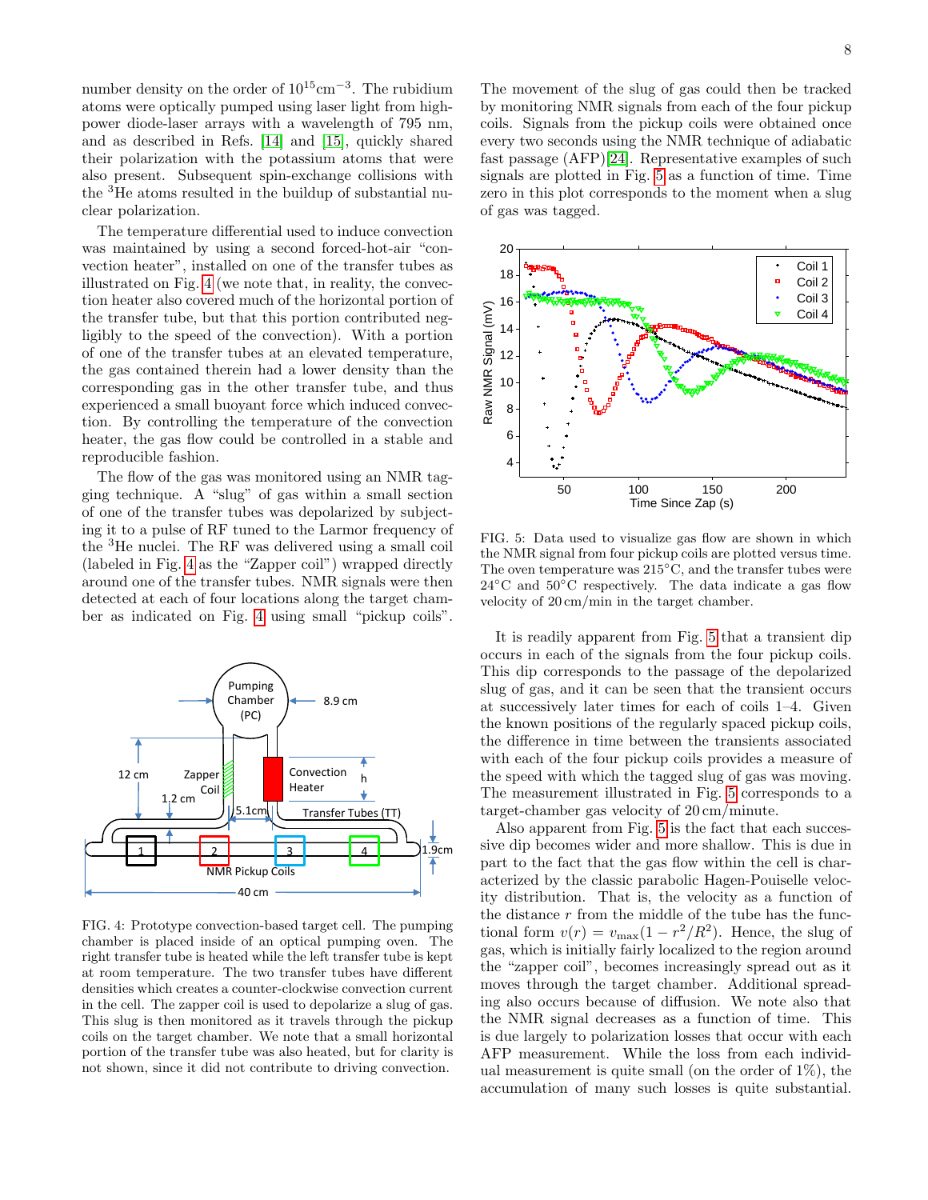number density on the order of $10^{15}\text{cm}^{-3}$. The rubidium atoms were optically pumped using laser light from high-power diode-laser arrays with a wavelength of 795 nm, and as described in Refs. [14] and [15], quickly shared their polarization with the potassium atoms that were also present. Subsequent spin-exchange collisions with the $^3$He atoms resulted in the buildup of substantial nuclear polarization.

The temperature differential used to induce convection was maintained by using a second forced-hot-air "convection heater", installed on one of the transfer tubes as illustrated on Fig. 4 (we note that, in reality, the convection heater also covered much of the horizontal portion of the transfer tube, but that this portion contributed negligibly to the speed of the convection). With a portion of one of the transfer tubes at an elevated temperature, the gas contained therein had a lower density than the corresponding gas in the other transfer tube, and thus experienced a small buoyant force which induced convection. By controlling the temperature of the convection heater, the gas flow could be controlled in a stable and reproducible fashion.

The flow of the gas was monitored using an NMR tagging technique. A "slug" of gas within a small section of one of the transfer tubes was depolarized by subjecting it to a pulse of RF tuned to the Larmor frequency of the $^3$He nuclei. The RF was delivered using a small coil (labeled in Fig. 4 as the "Zapper coil") wrapped directly around one of the transfer tubes. NMR signals were then detected at each of four locations along the target chamber as indicated on Fig. 4 using small "pickup coils".

FIG. 4: Prototype convection-based target cell. The pumping chamber is placed inside of an optical pumping oven. The right transfer tube is heated while the left transfer tube is kept at room temperature. The two transfer tubes have different densities which creates a counter-clockwise convection current in the cell. The zapper coil is used to depolarize a slug of gas. This slug is then monitored as it travels through the pickup coils on the target chamber. We note that a small horizontal portion of the transfer tube was also heated, but for clarity is not shown, since it did not contribute to driving convection.

The movement of the slug of gas could then be tracked by monitoring NMR signals from each of the four pickup coils. Signals from the pickup coils were obtained once every two seconds using the NMR technique of adiabatic fast passage (AFP)[24]. Representative examples of such signals are plotted in Fig. 5 as a function of time. Time zero in this plot corresponds to the moment when a slug of gas was tagged.

FIG. 5: Data used to visualize gas flow are shown in which the NMR signal from four pickup coils are plotted versus time. The oven temperature was 215°C, and the transfer tubes were 24°C and 50°C respectively. The data indicate a gas flow velocity of 20 cm/min in the target chamber.

It is readily apparent from Fig. 5 that a transient dip occurs in each of the signals from the four pickup coils. This dip corresponds to the passage of the depolarized slug of gas, and it can be seen that the transient occurs at successively later times for each of coils 1–4. Given the known positions of the regularly spaced pickup coils, the difference in time between the transients associated with each of the four pickup coils provides a measure of the speed with which the tagged slug of gas was moving. The measurement illustrated in Fig. 5 corresponds to a target-chamber gas velocity of 20 cm/minute.

Also apparent from Fig. 5 is the fact that each successive dip becomes wider and more shallow. This is due in part to the fact that the gas flow within the cell is characterized by the classic parabolic Hagen-Pouiselle velocity distribution. That is, the velocity as a function of the distance $r$ from the middle of the tube has the functional form $v(r) = v_{\text{max}}(1 - r^2/R^2)$. Hence, the slug of gas, which is initially fairly localized to the region around the "zapper coil", becomes increasingly spread out as it moves through the target chamber. Additional spreading also occurs because of diffusion. We note also that the NMR signal decreases as a function of time. This is due largely to polarization losses that occur with each AFP measurement. While the loss from each individual measurement is quite small (on the order of 1%), the accumulation of many such losses is quite substantial.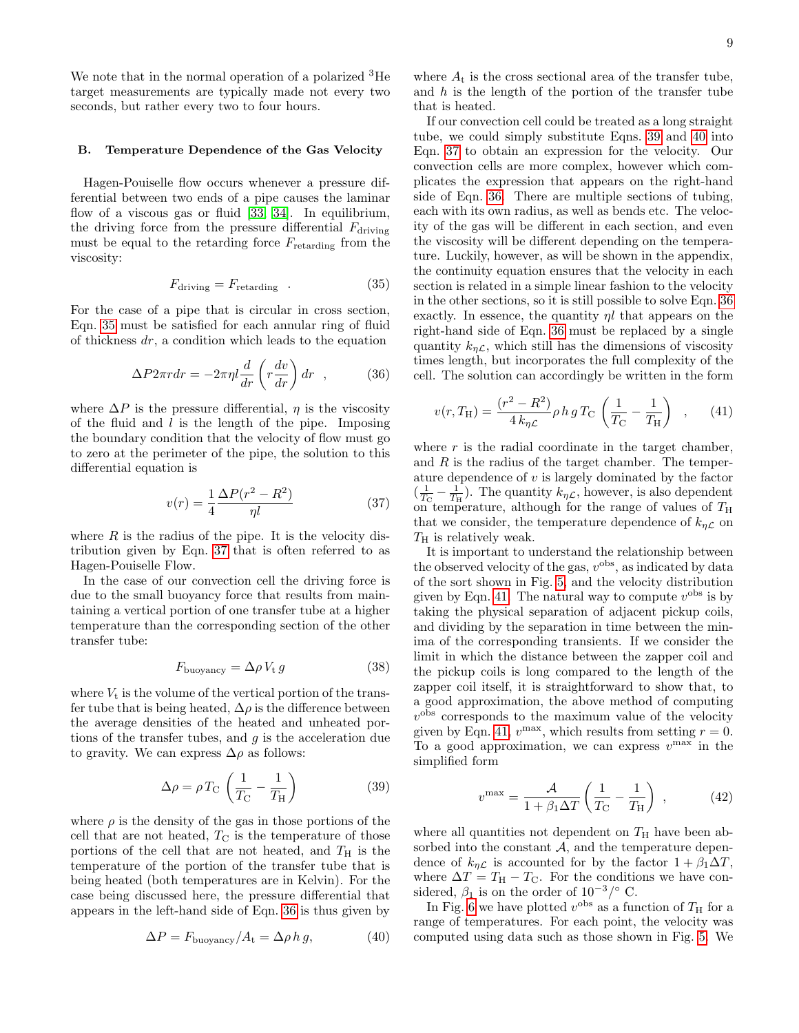We note that in the normal operation of a polarized $^3$He target measurements are typically made not every two seconds, but rather every two to four hours.

### B. Temperature Dependence of the Gas Velocity

Hagen-Pouiselle flow occurs whenever a pressure differential between two ends of a pipe causes the laminar flow of a viscous gas or fluid [33, 34]. In equilibrium, the driving force from the pressure differential $F_{\rm driving}$ must be equal to the retarding force $F_{\rm retarding}$ from the viscosity:

$$F_{\rm driving} = F_{\rm retarding} \quad . \tag{35}$$

For the case of a pipe that is circular in cross section, Eqn. 35 must be satisfied for each annular ring of fluid of thickness $dr$, a condition which leads to the equation

$$\Delta P 2\pi r dr = -2\pi\eta l \frac{d}{dr}\left(r\frac{dv}{dr}\right) dr \quad , \tag{36}$$

where $\Delta P$ is the pressure differential, $\eta$ is the viscosity of the fluid and $l$ is the length of the pipe. Imposing the boundary condition that the velocity of flow must go to zero at the perimeter of the pipe, the solution to this differential equation is

$$v(r) = \frac{1}{4}\frac{\Delta P(r^2 - R^2)}{\eta l} \tag{37}$$

where $R$ is the radius of the pipe. It is the velocity distribution given by Eqn. 37 that is often referred to as Hagen-Pouiselle Flow.

In the case of our convection cell the driving force is due to the small buoyancy force that results from maintaining a vertical portion of one transfer tube at a higher temperature than the corresponding section of the other transfer tube:

$$F_{\rm buoyancy} = \Delta\rho\, V_{\rm t}\, g \tag{38}$$

where $V_{\rm t}$ is the volume of the vertical portion of the transfer tube that is being heated, $\Delta\rho$ is the difference between the average densities of the heated and unheated portions of the transfer tubes, and $g$ is the acceleration due to gravity. We can express $\Delta\rho$ as follows:

$$\Delta\rho = \rho\, T_{\rm C}\left(\frac{1}{T_{\rm C}} - \frac{1}{T_{\rm H}}\right) \tag{39}$$

where $\rho$ is the density of the gas in those portions of the cell that are not heated, $T_{\rm C}$ is the temperature of those portions of the cell that are not heated, and $T_{\rm H}$ is the temperature of the portion of the transfer tube that is being heated (both temperatures are in Kelvin). For the case being discussed here, the pressure differential that appears in the left-hand side of Eqn. 36 is thus given by

$$\Delta P = F_{\rm buoyancy}/A_{\rm t} = \Delta\rho\, h\, g, \tag{40}$$

where $A_{\rm t}$ is the cross sectional area of the transfer tube, and $h$ is the length of the portion of the transfer tube that is heated.

If our convection cell could be treated as a long straight tube, we could simply substitute Eqns. 39 and 40 into Eqn. 37 to obtain an expression for the velocity. Our convection cells are more complex, however which complicates the expression that appears on the right-hand side of Eqn. 36. There are multiple sections of tubing, each with its own radius, as well as bends etc. The velocity of the gas will be different in each section, and even the viscosity will be different depending on the temperature. Luckily, however, as will be shown in the appendix, the continuity equation ensures that the velocity in each section is related in a simple linear fashion to the velocity in the other sections, so it is still possible to solve Eqn. 36 exactly. In essence, the quantity $\eta l$ that appears on the right-hand side of Eqn. 36 must be replaced by a single quantity $k_{\eta\mathcal{L}}$, which still has the dimensions of viscosity times length, but incorporates the full complexity of the cell. The solution can accordingly be written in the form

$$v(r, T_{\rm H}) = \frac{(r^2 - R^2)}{4\, k_{\eta\mathcal{L}}}\rho\, h\, g\, T_{\rm C}\left(\frac{1}{T_{\rm C}} - \frac{1}{T_{\rm H}}\right) \quad , \tag{41}$$

where $r$ is the radial coordinate in the target chamber, and $R$ is the radius of the target chamber. The temperature dependence of $v$ is largely dominated by the factor $(\frac{1}{T_{\rm C}} - \frac{1}{T_{\rm H}})$. The quantity $k_{\eta\mathcal{L}}$, however, is also dependent on temperature, although for the range of values of $T_{\rm H}$ that we consider, the temperature dependence of $k_{\eta\mathcal{L}}$ on $T_{\rm H}$ is relatively weak.

It is important to understand the relationship between the observed velocity of the gas, $v^{\rm obs}$, as indicated by data of the sort shown in Fig. 5, and the velocity distribution given by Eqn. 41. The natural way to compute $v^{\rm obs}$ is by taking the physical separation of adjacent pickup coils, and dividing by the separation in time between the minima of the corresponding transients. If we consider the limit in which the distance between the zapper coil and the pickup coils is long compared to the length of the zapper coil itself, it is straightforward to show that, to a good approximation, the above method of computing $v^{\rm obs}$ corresponds to the maximum value of the velocity given by Eqn. 41, $v^{\rm max}$, which results from setting $r = 0$. To a good approximation, we can express $v^{\rm max}$ in the simplified form

$$v^{\rm max} = \frac{\mathcal{A}}{1 + \beta_1 \Delta T}\left(\frac{1}{T_{\rm C}} - \frac{1}{T_{\rm H}}\right) \quad , \tag{42}$$

where all quantities not dependent on $T_{\rm H}$ have been absorbed into the constant $\mathcal{A}$, and the temperature dependence of $k_{\eta\mathcal{L}}$ is accounted for by the factor $1 + \beta_1\Delta T$, where $\Delta T = T_{\rm H} - T_{\rm C}$. For the conditions we have considered, $\beta_1$ is on the order of $10^{-3}/^\circ$ C.

In Fig. 6 we have plotted $v^{\rm obs}$ as a function of $T_{\rm H}$ for a range of temperatures. For each point, the velocity was computed using data such as those shown in Fig. 5. We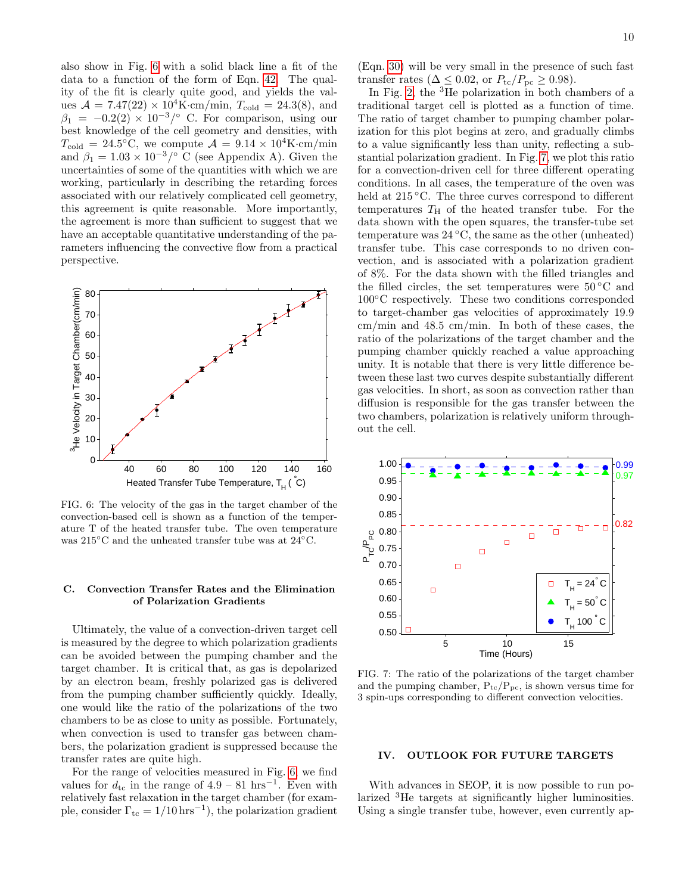also show in Fig. 6 with a solid black line a fit of the data to a function of the form of Eqn. 42. The quality of the fit is clearly quite good, and yields the values $\mathcal{A} = 7.47(22) \times 10^4$K·cm/min, $T_{\rm cold} = 24.3(8)$, and $\beta_1 = -0.2(2) \times 10^{-3}/^\circ$ C. For comparison, using our best knowledge of the cell geometry and densities, with $T_{\rm cold} = 24.5^\circ$C, we compute $\mathcal{A} = 9.14 \times 10^4$K·cm/min and $\beta_1 = 1.03 \times 10^{-3}/^\circ$ C (see Appendix A). Given the uncertainties of some of the quantities with which we are working, particularly in describing the retarding forces associated with our relatively complicated cell geometry, this agreement is quite reasonable. More importantly, the agreement is more than sufficient to suggest that we have an acceptable quantitative understanding of the parameters influencing the convective flow from a practical perspective.

FIG. 6: The velocity of the gas in the target chamber of the convection-based cell is shown as a function of the temperature T of the heated transfer tube. The oven temperature was 215°C and the unheated transfer tube was at 24°C.

### C. Convection Transfer Rates and the Elimination of Polarization Gradients

Ultimately, the value of a convection-driven target cell is measured by the degree to which polarization gradients can be avoided between the pumping chamber and the target chamber. It is critical that, as gas is depolarized by an electron beam, freshly polarized gas is delivered from the pumping chamber sufficiently quickly. Ideally, one would like the ratio of the polarizations of the two chambers to be as close to unity as possible. Fortunately, when convection is used to transfer gas between chambers, the polarization gradient is suppressed because the transfer rates are quite high.

For the range of velocities measured in Fig. 6, we find values for $d_{\rm tc}$ in the range of 4.9 – 81 hrs$^{-1}$. Even with relatively fast relaxation in the target chamber (for example, consider $\Gamma_{\rm tc} = 1/10\,{\rm hrs}^{-1}$), the polarization gradient (Eqn. 30) will be very small in the presence of such fast transfer rates ($\Delta \leq 0.02$, or $P_{\rm tc}/P_{\rm pc} \geq 0.98$).

In Fig. 2, the $^3$He polarization in both chambers of a traditional target cell is plotted as a function of time. The ratio of target chamber to pumping chamber polarization for this plot begins at zero, and gradually climbs to a value significantly less than unity, reflecting a substantial polarization gradient. In Fig. 7, we plot this ratio for a convection-driven cell for three different operating conditions. In all cases, the temperature of the oven was held at 215 °C. The three curves correspond to different temperatures $T_{\rm H}$ of the heated transfer tube. For the data shown with the open squares, the set transfer-tube set temperature was 24 °C, the same as the other (unheated) transfer tube. This case corresponds to no driven convection, and is associated with a polarization gradient of 8%. For the data shown with the filled triangles and the filled circles, the set temperatures were 50 °C and 100°C respectively. These two conditions corresponded to target-chamber gas velocities of approximately 19.9 cm/min and 48.5 cm/min. In both of these cases, the ratio of the polarizations of the target chamber and the pumping chamber quickly reached a value approaching unity. It is notable that there is very little difference between these last two curves despite substantially different gas velocities. In short, as soon as convection rather than diffusion is responsible for the gas transfer between the two chambers, polarization is relatively uniform throughout the cell.

FIG. 7: The ratio of the polarizations of the target chamber and the pumping chamber, $P_{\rm tc}/P_{\rm pc}$, is shown versus time for 3 spin-ups corresponding to different convection velocities.

## IV. OUTLOOK FOR FUTURE TARGETS

With advances in SEOP, it is now possible to run polarized $^3$He targets at significantly higher luminosities. Using a single transfer tube, however, even currently ap-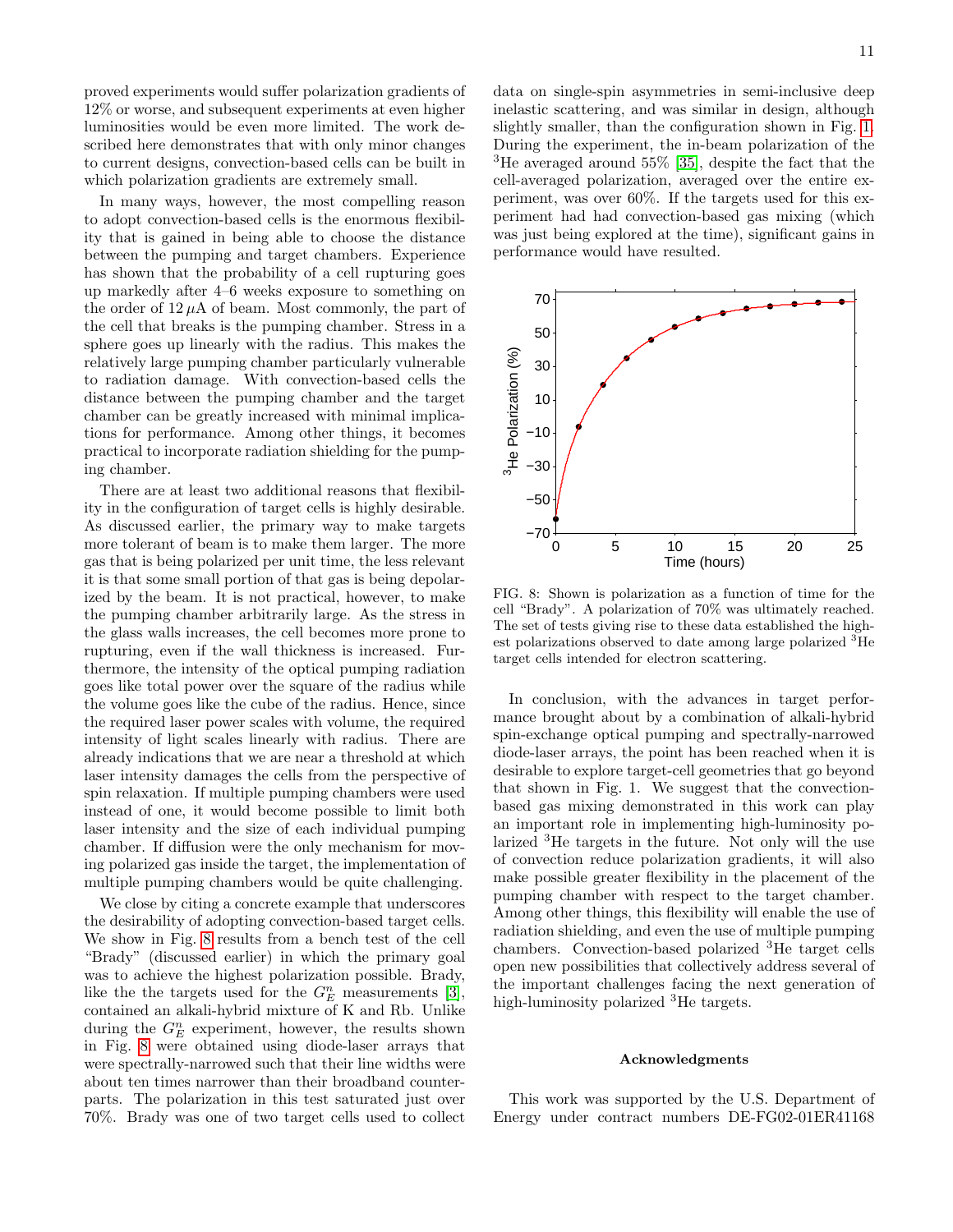proved experiments would suffer polarization gradients of 12% or worse, and subsequent experiments at even higher luminosities would be even more limited. The work described here demonstrates that with only minor changes to current designs, convection-based cells can be built in which polarization gradients are extremely small.

In many ways, however, the most compelling reason to adopt convection-based cells is the enormous flexibility that is gained in being able to choose the distance between the pumping and target chambers. Experience has shown that the probability of a cell rupturing goes up markedly after 4–6 weeks exposure to something on the order of 12 $\mu$A of beam. Most commonly, the part of the cell that breaks is the pumping chamber. Stress in a sphere goes up linearly with the radius. This makes the relatively large pumping chamber particularly vulnerable to radiation damage. With convection-based cells the distance between the pumping chamber and the target chamber can be greatly increased with minimal implications for performance. Among other things, it becomes practical to incorporate radiation shielding for the pumping chamber.

There are at least two additional reasons that flexibility in the configuration of target cells is highly desirable. As discussed earlier, the primary way to make targets more tolerant of beam is to make them larger. The more gas that is being polarized per unit time, the less relevant it is that some small portion of that gas is being depolarized by the beam. It is not practical, however, to make the pumping chamber arbitrarily large. As the stress in the glass walls increases, the cell becomes more prone to rupturing, even if the wall thickness is increased. Furthermore, the intensity of the optical pumping radiation goes like total power over the square of the radius while the volume goes like the cube of the radius. Hence, since the required laser power scales with volume, the required intensity of light scales linearly with radius. There are already indications that we are near a threshold at which laser intensity damages the cells from the perspective of spin relaxation. If multiple pumping chambers were used instead of one, it would become possible to limit both laser intensity and the size of each individual pumping chamber. If diffusion were the only mechanism for moving polarized gas inside the target, the implementation of multiple pumping chambers would be quite challenging.

We close by citing a concrete example that underscores the desirability of adopting convection-based target cells. We show in Fig. 8 results from a bench test of the cell "Brady" (discussed earlier) in which the primary goal was to achieve the highest polarization possible. Brady, like the the targets used for the $G_E^n$ measurements [3], contained an alkali-hybrid mixture of K and Rb. Unlike during the $G_E^n$ experiment, however, the results shown in Fig. 8 were obtained using diode-laser arrays that were spectrally-narrowed such that their line widths were about ten times narrower than their broadband counterparts. The polarization in this test saturated just over 70%. Brady was one of two target cells used to collect data on single-spin asymmetries in semi-inclusive deep inelastic scattering, and was similar in design, although slightly smaller, than the configuration shown in Fig. 1. During the experiment, the in-beam polarization of the $^3$He averaged around 55% [35], despite the fact that the cell-averaged polarization, averaged over the entire experiment, was over 60%. If the targets used for this experiment had had convection-based gas mixing (which was just being explored at the time), significant gains in performance would have resulted.

FIG. 8: Shown is polarization as a function of time for the cell "Brady". A polarization of 70% was ultimately reached. The set of tests giving rise to these data established the highest polarizations observed to date among large polarized $^3$He target cells intended for electron scattering.

In conclusion, with the advances in target performance brought about by a combination of alkali-hybrid spin-exchange optical pumping and spectrally-narrowed diode-laser arrays, the point has been reached when it is desirable to explore target-cell geometries that go beyond that shown in Fig. 1. We suggest that the convection-based gas mixing demonstrated in this work can play an important role in implementing high-luminosity polarized $^3$He targets in the future. Not only will the use of convection reduce polarization gradients, it will also make possible greater flexibility in the placement of the pumping chamber with respect to the target chamber. Among other things, this flexibility will enable the use of radiation shielding, and even the use of multiple pumping chambers. Convection-based polarized $^3$He target cells open new possibilities that collectively address several of the important challenges facing the next generation of high-luminosity polarized $^3$He targets.

### Acknowledgments

This work was supported by the U.S. Department of Energy under contract numbers DE-FG02-01ER41168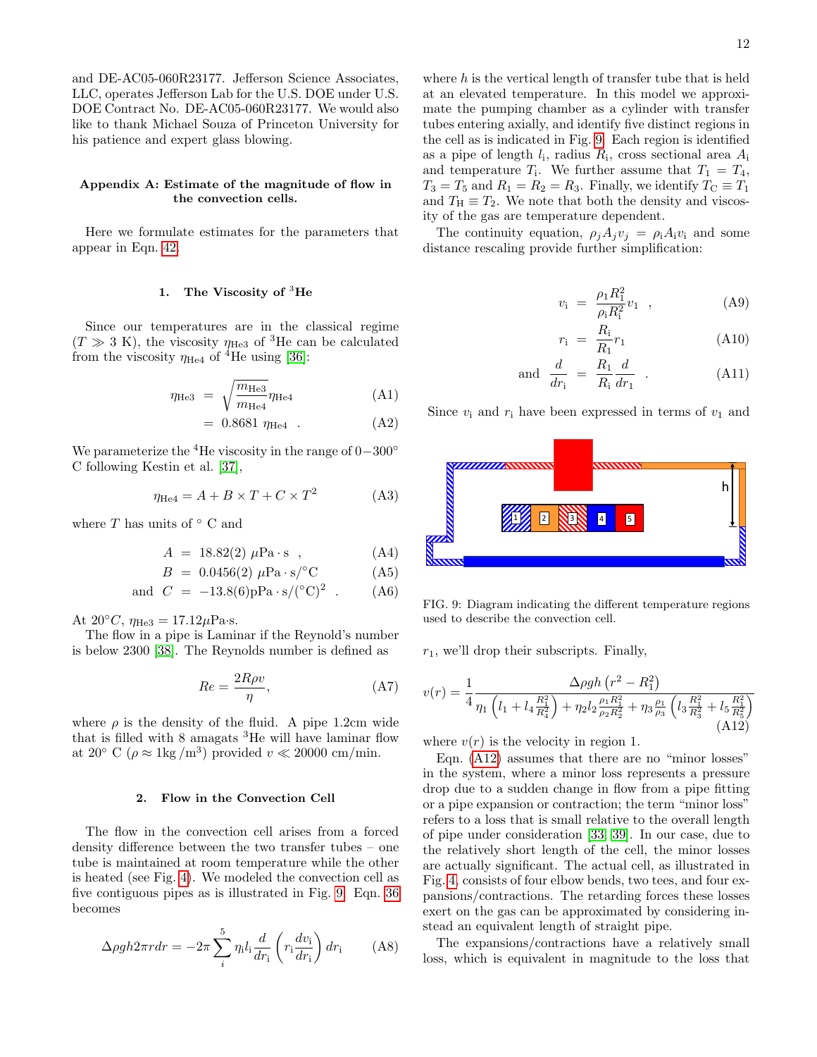and DE-AC05-060R23177. Jefferson Science Associates, LLC, operates Jefferson Lab for the U.S. DOE under U.S. DOE Contract No. DE-AC05-060R23177. We would also like to thank Michael Souza of Princeton University for his patience and expert glass blowing.

## Appendix A: Estimate of the magnitude of flow in the convection cells.

Here we formulate estimates for the parameters that appear in Eqn. 42.

### 1. The Viscosity of $^3$He

Since our temperatures are in the classical regime ($T \gg 3$ K), the viscosity $\eta_{\rm He3}$ of $^3$He can be calculated from the viscosity $\eta_{\rm He4}$ of $^4$He using [36]:

$$\eta_{\rm He3} = \sqrt{\frac{m_{\rm He3}}{m_{\rm He4}}}\eta_{\rm He4} \tag{A1}$$

$$= 0.8681\ \eta_{\rm He4} \quad . \tag{A2}$$

We parameterize the $^4$He viscosity in the range of $0-300^\circ$ C following Kestin et al. [37],

$$\eta_{\rm He4} = A + B \times T + C \times T^2 \tag{A3}$$

where $T$ has units of $^\circ$ C and

$$A = 18.82(2)\ \mu\text{Pa}\cdot\text{s} \quad , \tag{A4}$$

$$B = 0.0456(2)\ \mu\text{Pa}\cdot\text{s}/^\circ\text{C} \tag{A5}$$

$$\text{and} \quad C = -13.8(6)\text{pPa}\cdot\text{s}/(^\circ\text{C})^2 \quad . \tag{A6}$$

At $20^\circ C$, $\eta_{\rm He3} = 17.12\mu$Pa·s.

The flow in a pipe is Laminar if the Reynold's number is below 2300 [38]. The Reynolds number is defined as

$$Re = \frac{2R\rho v}{\eta}, \tag{A7}$$

where $\rho$ is the density of the fluid. A pipe 1.2cm wide that is filled with 8 amagats $^3$He will have laminar flow at $20^\circ$ C ($\rho \approx 1\text{kg}/\text{m}^3$) provided $v \ll 20000$ cm/min.

### 2. Flow in the Convection Cell

The flow in the convection cell arises from a forced density difference between the two transfer tubes – one tube is maintained at room temperature while the other is heated (see Fig. 4). We modeled the convection cell as five contiguous pipes as is illustrated in Fig. 9. Eqn. 36 becomes

$$\Delta\rho g h 2\pi r dr = -2\pi\sum_i^5 \eta_i l_i \frac{d}{dr_i}\left(r_i\frac{dv_i}{dr_i}\right)dr_i \tag{A8}$$

where $h$ is the vertical length of transfer tube that is held at an elevated temperature. In this model we approximate the pumping chamber as a cylinder with transfer tubes entering axially, and identify five distinct regions in the cell as is indicated in Fig. 9. Each region is identified as a pipe of length $l_i$, radius $R_i$, cross sectional area $A_i$ and temperature $T_i$. We further assume that $T_1 = T_4$, $T_3 = T_5$ and $R_1 = R_2 = R_3$. Finally, we identify $T_C \equiv T_1$ and $T_H \equiv T_2$. We note that both the density and viscosity of the gas are temperature dependent.

The continuity equation, $\rho_j A_j v_j = \rho_i A_i v_i$ and some distance rescaling provide further simplification:

$$v_i = \frac{\rho_1 R_1^2}{\rho_i R_i^2}v_1 \quad , \tag{A9}$$

$$r_i = \frac{R_i}{R_1}r_1 \tag{A10}$$

$$\text{and} \quad \frac{d}{dr_i} = \frac{R_1}{R_i}\frac{d}{dr_1} \quad . \tag{A11}$$

Since $v_i$ and $r_i$ have been expressed in terms of $v_1$ and $r_1$, we'll drop their subscripts. Finally,

FIG. 9: Diagram indicating the different temperature regions used to describe the convection cell.

$$v(r) = \frac{1}{4}\frac{\Delta\rho g h\left(r^2 - R_1^2\right)}{\eta_1\left(l_1 + l_4\frac{R_1^2}{R_4^2}\right) + \eta_2 l_2\frac{\rho_1 R_1^2}{\rho_2 R_2^2} + \eta_3\frac{\rho_1}{\rho_3}\left(l_3\frac{R_1^2}{R_3^2} + l_5\frac{R_1^2}{R_5^2}\right)} \tag{A12}$$

where $v(r)$ is the velocity in region 1.

Eqn. (A12) assumes that there are no "minor losses" in the system, where a minor loss represents a pressure drop due to a sudden change in flow from a pipe fitting or a pipe expansion or contraction; the term "minor loss" refers to a loss that is small relative to the overall length of pipe under consideration [33, 39]. In our case, due to the relatively short length of the cell, the minor losses are actually significant. The actual cell, as illustrated in Fig. 4, consists of four elbow bends, two tees, and four expansions/contractions. The retarding forces these losses exert on the gas can be approximated by considering instead an equivalent length of straight pipe.

The expansions/contractions have a relatively small loss, which is equivalent in magnitude to the loss that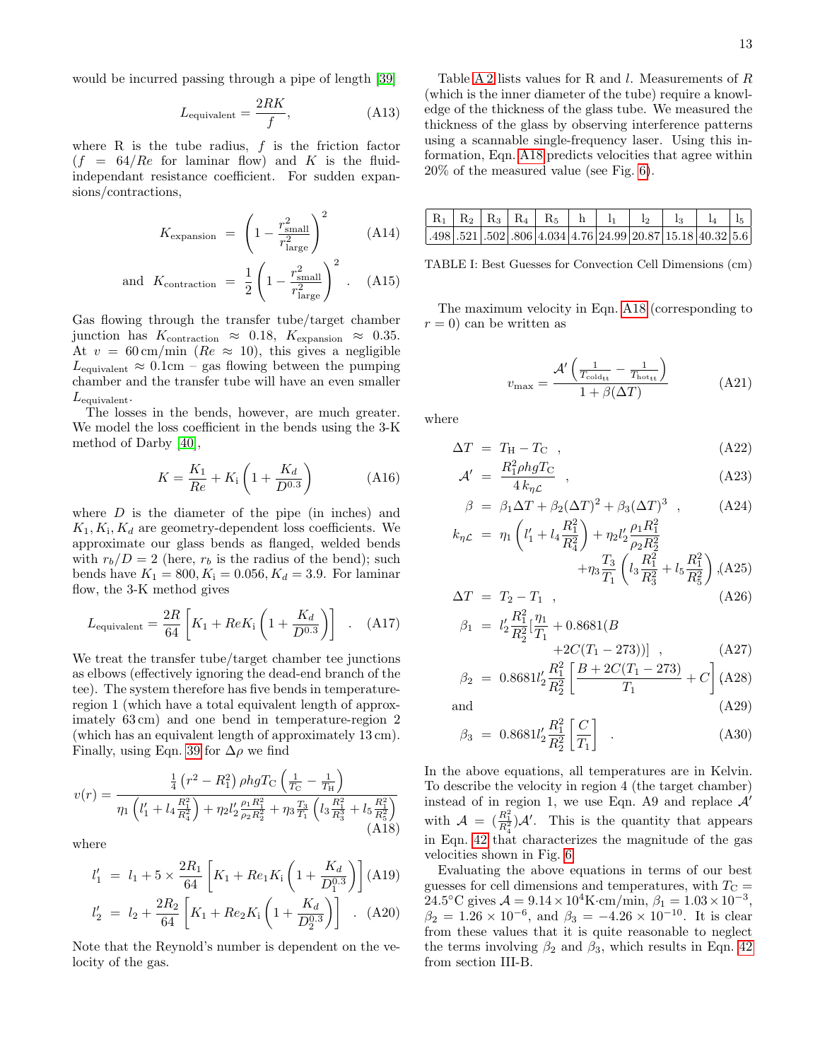would be incurred passing through a pipe of length [39]

$$L_{\text{equivalent}} = \frac{2RK}{f}, \tag{A13}$$

where R is the tube radius, $f$ is the friction factor ($f = 64/Re$ for laminar flow) and $K$ is the fluid-independant resistance coefficient. For sudden expansions/contractions,

$$K_{\text{expansion}} = \left(1 - \frac{r^2_{\text{small}}}{r^2_{\text{large}}}\right)^2 \tag{A14}$$

$$\text{and} \quad K_{\text{contraction}} = \frac{1}{2}\left(1 - \frac{r^2_{\text{small}}}{r^2_{\text{large}}}\right)^2 . \tag{A15}$$

Gas flowing through the transfer tube/target chamber junction has $K_{\text{contraction}} \approx 0.18$, $K_{\text{expansion}} \approx 0.35$. At $v = 60\,\text{cm/min}$ ($Re \approx 10$), this gives a negligible $L_{\text{equivalent}} \approx 0.1\text{cm}$ – gas flowing between the pumping chamber and the transfer tube will have an even smaller $L_{\text{equivalent}}$.

The losses in the bends, however, are much greater. We model the loss coefficient in the bends using the 3-K method of Darby [40],

$$K = \frac{K_1}{Re} + K_{\text{i}}\left(1 + \frac{K_d}{D^{0.3}}\right) \tag{A16}$$

where $D$ is the diameter of the pipe (in inches) and $K_1, K_{\text{i}}, K_d$ are geometry-dependent loss coefficients. We approximate our glass bends as flanged, welded bends with $r_b/D = 2$ (here, $r_b$ is the radius of the bend); such bends have $K_1 = 800, K_{\text{i}} = 0.056, K_d = 3.9$. For laminar flow, the 3-K method gives

$$L_{\text{equivalent}} = \frac{2R}{64}\left[K_1 + ReK_{\text{i}}\left(1 + \frac{K_d}{D^{0.3}}\right)\right] . \tag{A17}$$

We treat the transfer tube/target chamber tee junctions as elbows (effectively ignoring the dead-end branch of the tee). The system therefore has five bends in temperature-region 1 (which have a total equivalent length of approximately 63 cm) and one bend in temperature-region 2 (which has an equivalent length of approximately 13 cm). Finally, using Eqn. 39 for $\Delta\rho$ we find

$$v(r) = \frac{\frac{1}{4}\left(r^2 - R_1^2\right)\rho h g T_{\text{C}}\left(\frac{1}{T_{\text{C}}} - \frac{1}{T_{\text{H}}}\right)}{\eta_1\left(l'_1 + l_4\frac{R_1^2}{R_4^2}\right) + \eta_2 l'_2\frac{\rho_1 R_1^2}{\rho_2 R_2^2} + \eta_3\frac{T_3}{T_1}\left(l_3\frac{R_1^2}{R_3^2} + l_5\frac{R_1^2}{R_5^2}\right)} \tag{A18}$$

where

$$l'_1 = l_1 + 5\times\frac{2R_1}{64}\left[K_1 + Re_1 K_{\text{i}}\left(1 + \frac{K_d}{D_1^{0.3}}\right)\right] \tag{A19}$$

$$l'_2 = l_2 + \frac{2R_2}{64}\left[K_1 + Re_2 K_{\text{i}}\left(1 + \frac{K_d}{D_2^{0.3}}\right)\right] . \tag{A20}$$

Note that the Reynold's number is dependent on the velocity of the gas.

Table A 2 lists values for R and $l$. Measurements of $R$ (which is the inner diameter of the tube) require a knowledge of the thickness of the glass tube. We measured the thickness of the glass by observing interference patterns using a scannable single-frequency laser. Using this information, Eqn. A18 predicts velocities that agree within 20% of the measured value (see Fig. 6).

| $R_1$ | $R_2$ | $R_3$ | $R_4$ | $R_5$ | h | $l_1$ | $l_2$ | $l_3$ | $l_4$ | $l_5$ |
|---|---|---|---|---|---|---|---|---|---|---|
| .498 | .521 | .502 | .806 | 4.034 | 4.76 | 24.99 | 20.87 | 15.18 | 40.32 | 5.6 |

TABLE I: Best Guesses for Convection Cell Dimensions (cm)

The maximum velocity in Eqn. A18 (corresponding to $r = 0$) can be written as

$$v_{\text{max}} = \frac{\mathcal{A}'\left(\frac{1}{T_{\text{cold}_{\text{tt}}}} - \frac{1}{T_{\text{hot}_{\text{tt}}}}\right)}{1 + \beta(\Delta T)} \tag{A21}$$

where

$$\Delta T = T_{\text{H}} - T_{\text{C}} \ , \tag{A22}$$

$$\mathcal{A}' = \frac{R_1^2 \rho h g T_{\text{C}}}{4\, k_{\eta\mathcal{L}}} \ , \tag{A23}$$

$$\beta = \beta_1\Delta T + \beta_2(\Delta T)^2 + \beta_3(\Delta T)^3 \ , \tag{A24}$$

$$k_{\eta\mathcal{L}} = \eta_1\left(l'_1 + l_4\frac{R_1^2}{R_4^2}\right) + \eta_2 l'_2\frac{\rho_1 R_1^2}{\rho_2 R_2^2} + \eta_3\frac{T_3}{T_1}\left(l_3\frac{R_1^2}{R_3^2} + l_5\frac{R_1^2}{R_5^2}\right), \tag{A25}$$

$$\Delta T = T_2 - T_1 \ , \tag{A26}$$

$$\beta_1 = l'_2\frac{R_1^2}{R_2^2}\left[\frac{\eta_1}{T_1} + 0.8681(B + 2C(T_1 - 273))\right] \ , \tag{A27}$$

$$\beta_2 = 0.8681 l'_2\frac{R_1^2}{R_2^2}\left[\frac{B + 2C(T_1 - 273)}{T_1} + C\right] \tag{A28}$$

and (A29)

$$\beta_3 = 0.8681 l'_2\frac{R_1^2}{R_2^2}\left[\frac{C}{T_1}\right] . \tag{A30}$$

In the above equations, all temperatures are in Kelvin. To describe the velocity in region 4 (the target chamber) instead of in region 1, we use Eqn. A9 and replace $\mathcal{A}'$ with $\mathcal{A} = (\frac{R_1^2}{R_4^2})\mathcal{A}'$. This is the quantity that appears in Eqn. 42 that characterizes the magnitude of the gas velocities shown in Fig. 6.

Evaluating the above equations in terms of our best guesses for cell dimensions and temperatures, with $T_{\text{C}} = 24.5°\text{C}$ gives $\mathcal{A} = 9.14\times10^4\text{K}\cdot\text{cm/min}$, $\beta_1 = 1.03\times10^{-3}$, $\beta_2 = 1.26\times10^{-6}$, and $\beta_3 = -4.26\times10^{-10}$. It is clear from these values that it is quite reasonable to neglect the terms involving $\beta_2$ and $\beta_3$, which results in Eqn. 42 from section III-B.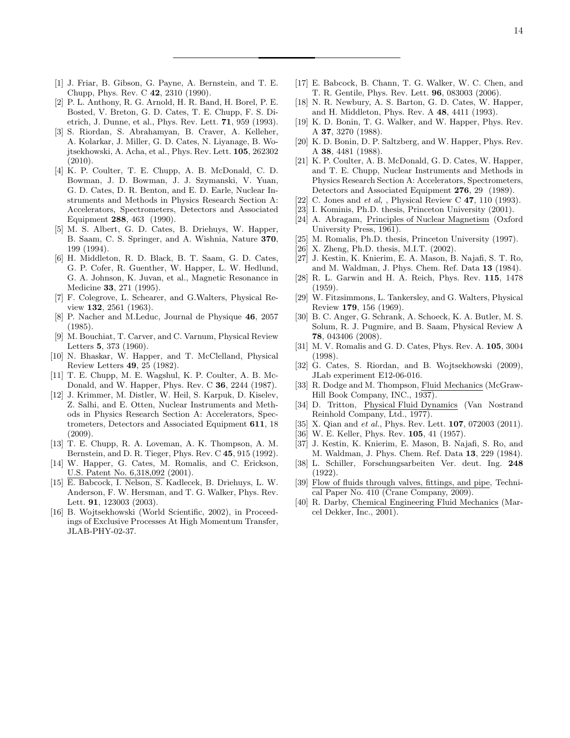[1] J. Friar, B. Gibson, G. Payne, A. Bernstein, and T. E. Chupp, Phys. Rev. C **42**, 2310 (1990).

[2] P. L. Anthony, R. G. Arnold, H. R. Band, H. Borel, P. E. Bosted, V. Breton, G. D. Cates, T. E. Chupp, F. S. Dietrich, J. Dunne, et al., Phys. Rev. Lett. **71**, 959 (1993).

[3] S. Riordan, S. Abrahamyan, B. Craver, A. Kelleher, A. Kolarkar, J. Miller, G. D. Cates, N. Liyanage, B. Wojtsekhowski, A. Acha, et al., Phys. Rev. Lett. **105**, 262302 (2010).

[4] K. P. Coulter, T. E. Chupp, A. B. McDonald, C. D. Bowman, J. D. Bowman, J. J. Szymanski, V. Yuan, G. D. Cates, D. R. Benton, and E. D. Earle, Nuclear Instruments and Methods in Physics Research Section A: Accelerators, Spectrometers, Detectors and Associated Equipment **288**, 463 (1990).

[5] M. S. Albert, G. D. Cates, B. Driehuys, W. Happer, B. Saam, C. S. Springer, and A. Wishnia, Nature **370**, 199 (1994).

[6] H. Middleton, R. D. Black, B. T. Saam, G. D. Cates, G. P. Cofer, R. Guenther, W. Happer, L. W. Hedlund, G. A. Johnson, K. Juvan, et al., Magnetic Resonance in Medicine **33**, 271 (1995).

[7] F. Colegrove, L. Schearer, and G.Walters, Physical Review **132**, 2561 (1963).

[8] P. Nacher and M.Leduc, Journal de Physique **46**, 2057 (1985).

[9] M. Bouchiat, T. Carver, and C. Varnum, Physical Review Letters **5**, 373 (1960).

[10] N. Bhaskar, W. Happer, and T. McClelland, Physical Review Letters **49**, 25 (1982).

[11] T. E. Chupp, M. E. Wagshul, K. P. Coulter, A. B. McDonald, and W. Happer, Phys. Rev. C **36**, 2244 (1987).

[12] J. Krimmer, M. Distler, W. Heil, S. Karpuk, D. Kiselev, Z. Salhi, and E. Otten, Nuclear Instruments and Methods in Physics Research Section A: Accelerators, Spectrometers, Detectors and Associated Equipment **611**, 18 (2009).

[13] T. E. Chupp, R. A. Loveman, A. K. Thompson, A. M. Bernstein, and D. R. Tieger, Phys. Rev. C **45**, 915 (1992).

[14] W. Happer, G. Cates, M. Romalis, and C. Erickson, U.S. Patent No. 6,318,092 (2001).

[15] E. Babcock, I. Nelson, S. Kadlecek, B. Driehuys, L. W. Anderson, F. W. Hersman, and T. G. Walker, Phys. Rev. Lett. **91**, 123003 (2003).

[16] B. Wojtsekhowski (World Scientific, 2002), in Proceedings of Exclusive Processes At High Momentum Transfer, JLAB-PHY-02-37.

[17] E. Babcock, B. Chann, T. G. Walker, W. C. Chen, and T. R. Gentile, Phys. Rev. Lett. **96**, 083003 (2006).

[18] N. R. Newbury, A. S. Barton, G. D. Cates, W. Happer, and H. Middleton, Phys. Rev. A **48**, 4411 (1993).

[19] K. D. Bonin, T. G. Walker, and W. Happer, Phys. Rev. A **37**, 3270 (1988).

[20] K. D. Bonin, D. P. Saltzberg, and W. Happer, Phys. Rev. A **38**, 4481 (1988).

[21] K. P. Coulter, A. B. McDonald, G. D. Cates, W. Happer, and T. E. Chupp, Nuclear Instruments and Methods in Physics Research Section A: Accelerators, Spectrometers, Detectors and Associated Equipment **276**, 29 (1989).

[22] C. Jones and *et al,* , Physical Review C **47**, 110 (1993).

[23] I. Kominis, Ph.D. thesis, Princeton University (2001).

[24] A. Abragam, Principles of Nuclear Magnetism (Oxford University Press, 1961).

[25] M. Romalis, Ph.D. thesis, Princeton University (1997).

[26] X. Zheng, Ph.D. thesis, M.I.T. (2002).

[27] J. Kestin, K. Knierim, E. A. Mason, B. Najafi, S. T. Ro, and M. Waldman, J. Phys. Chem. Ref. Data **13** (1984).

[28] R. L. Garwin and H. A. Reich, Phys. Rev. **115**, 1478 (1959).

[29] W. Fitzsimmons, L. Tankersley, and G. Walters, Physical Review **179**, 156 (1969).

[30] B. C. Anger, G. Schrank, A. Schoeck, K. A. Butler, M. S. Solum, R. J. Pugmire, and B. Saam, Physical Review A **78**, 043406 (2008).

[31] M. V. Romalis and G. D. Cates, Phys. Rev. A. **105**, 3004 (1998).

[32] G. Cates, S. Riordan, and B. Wojtsekhowski (2009), JLab experiment E12-06-016.

[33] R. Dodge and M. Thompson, Fluid Mechanics (McGraw-Hill Book Company, INC., 1937).

[34] D. Tritton, Physical Fluid Dynamics (Van Nostrand Reinhold Company, Ltd., 1977).

[35] X. Qian and *et al.*, Phys. Rev. Lett. **107**, 072003 (2011).

[36] W. E. Keller, Phys. Rev. **105**, 41 (1957).

[37] J. Kestin, K. Knierim, E. Mason, B. Najafi, S. Ro, and M. Waldman, J. Phys. Chem. Ref. Data **13**, 229 (1984).

[38] L. Schiller, Forschungsarbeiten Ver. deut. Ing. **248** (1922).

[39] Flow of fluids through valves, fittings, and pipe, Technical Paper No. 410 (Crane Company, 2009).

[40] R. Darby, Chemical Engineering Fluid Mechanics (Marcel Dekker, Inc., 2001).